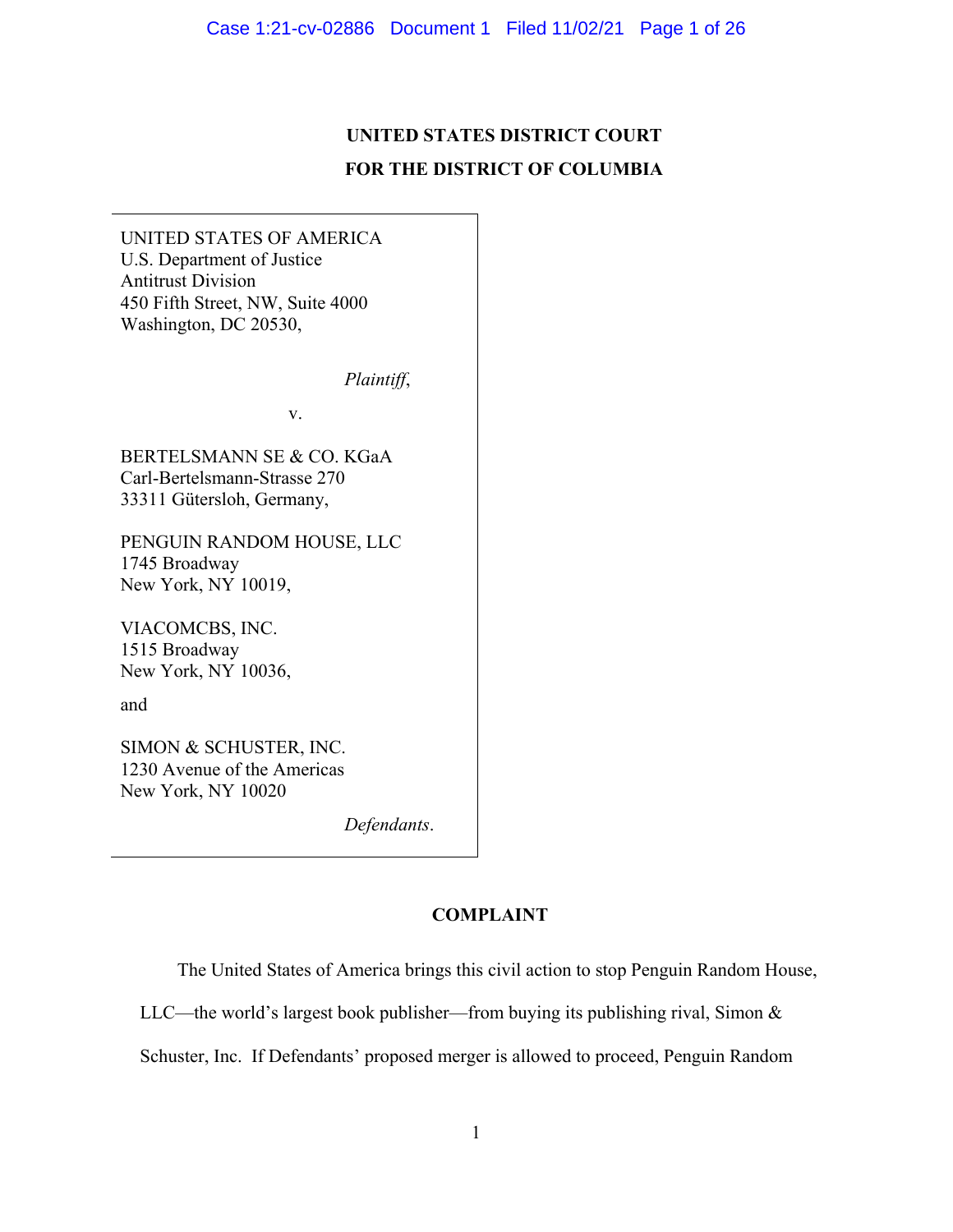**UNITED STATES DISTRICT COURT**
**FOR THE DISTRICT OF COLUMBIA**

UNITED STATES OF AMERICA
U.S. Department of Justice
Antitrust Division
450 Fifth Street, NW, Suite 4000
Washington, DC 20530,

*Plaintiff*,

v.

BERTELSMANN SE & CO. KGaA
Carl-Bertelsmann-Strasse 270
33311 Gütersloh, Germany,

PENGUIN RANDOM HOUSE, LLC
1745 Broadway
New York, NY 10019,

VIACOMCBS, INC.
1515 Broadway
New York, NY 10036,

and

SIMON & SCHUSTER, INC.
1230 Avenue of the Americas
New York, NY 10020

*Defendants*.

**COMPLAINT**

The United States of America brings this civil action to stop Penguin Random House, LLC—the world's largest book publisher—from buying its publishing rival, Simon & Schuster, Inc. If Defendants' proposed merger is allowed to proceed, Penguin Random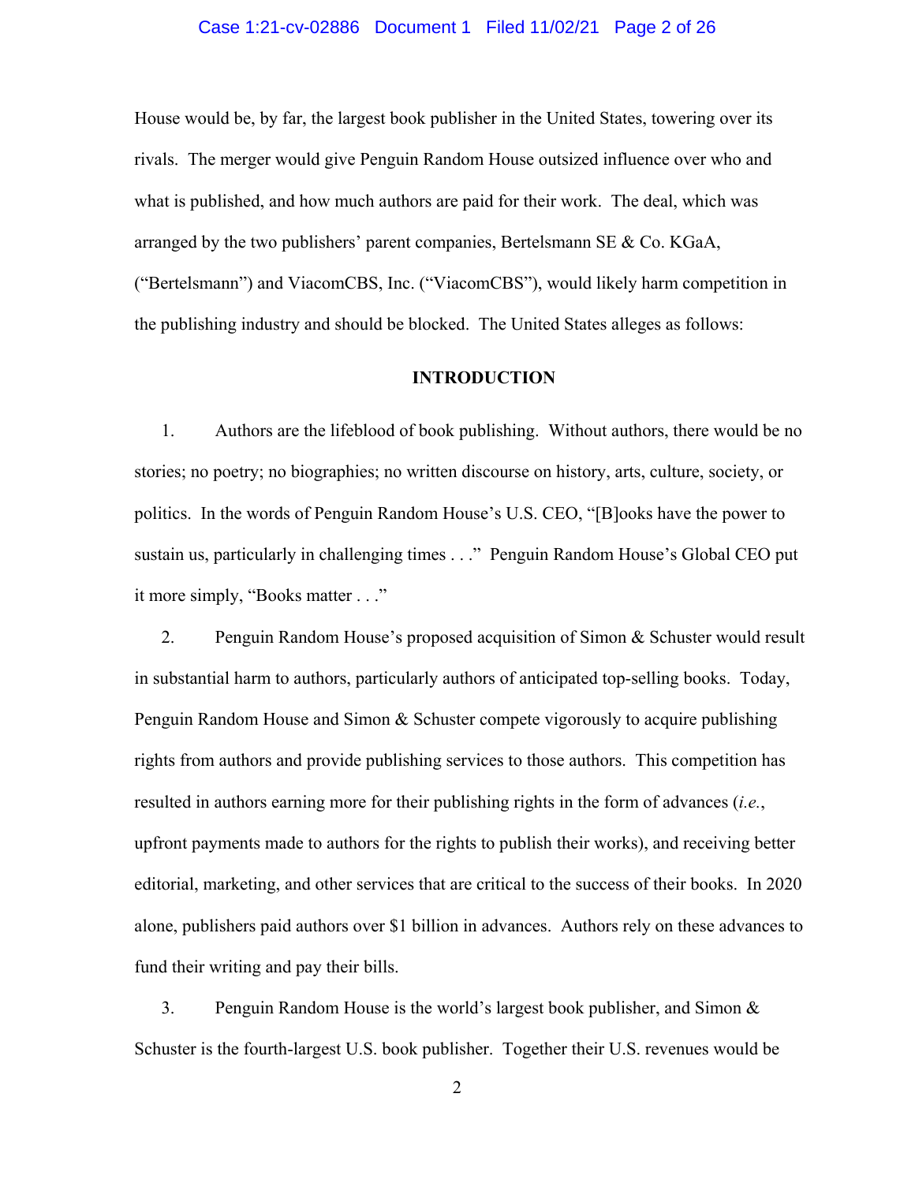House would be, by far, the largest book publisher in the United States, towering over its rivals. The merger would give Penguin Random House outsized influence over who and what is published, and how much authors are paid for their work. The deal, which was arranged by the two publishers' parent companies, Bertelsmann SE & Co. KGaA, ("Bertelsmann") and ViacomCBS, Inc. ("ViacomCBS"), would likely harm competition in the publishing industry and should be blocked. The United States alleges as follows:

## INTRODUCTION

1. Authors are the lifeblood of book publishing. Without authors, there would be no stories; no poetry; no biographies; no written discourse on history, arts, culture, society, or politics. In the words of Penguin Random House's U.S. CEO, "[B]ooks have the power to sustain us, particularly in challenging times . . ." Penguin Random House's Global CEO put it more simply, "Books matter . . ."

2. Penguin Random House's proposed acquisition of Simon & Schuster would result in substantial harm to authors, particularly authors of anticipated top-selling books. Today, Penguin Random House and Simon & Schuster compete vigorously to acquire publishing rights from authors and provide publishing services to those authors. This competition has resulted in authors earning more for their publishing rights in the form of advances (*i.e.*, upfront payments made to authors for the rights to publish their works), and receiving better editorial, marketing, and other services that are critical to the success of their books. In 2020 alone, publishers paid authors over $1 billion in advances. Authors rely on these advances to fund their writing and pay their bills.

3. Penguin Random House is the world's largest book publisher, and Simon & Schuster is the fourth-largest U.S. book publisher. Together their U.S. revenues would be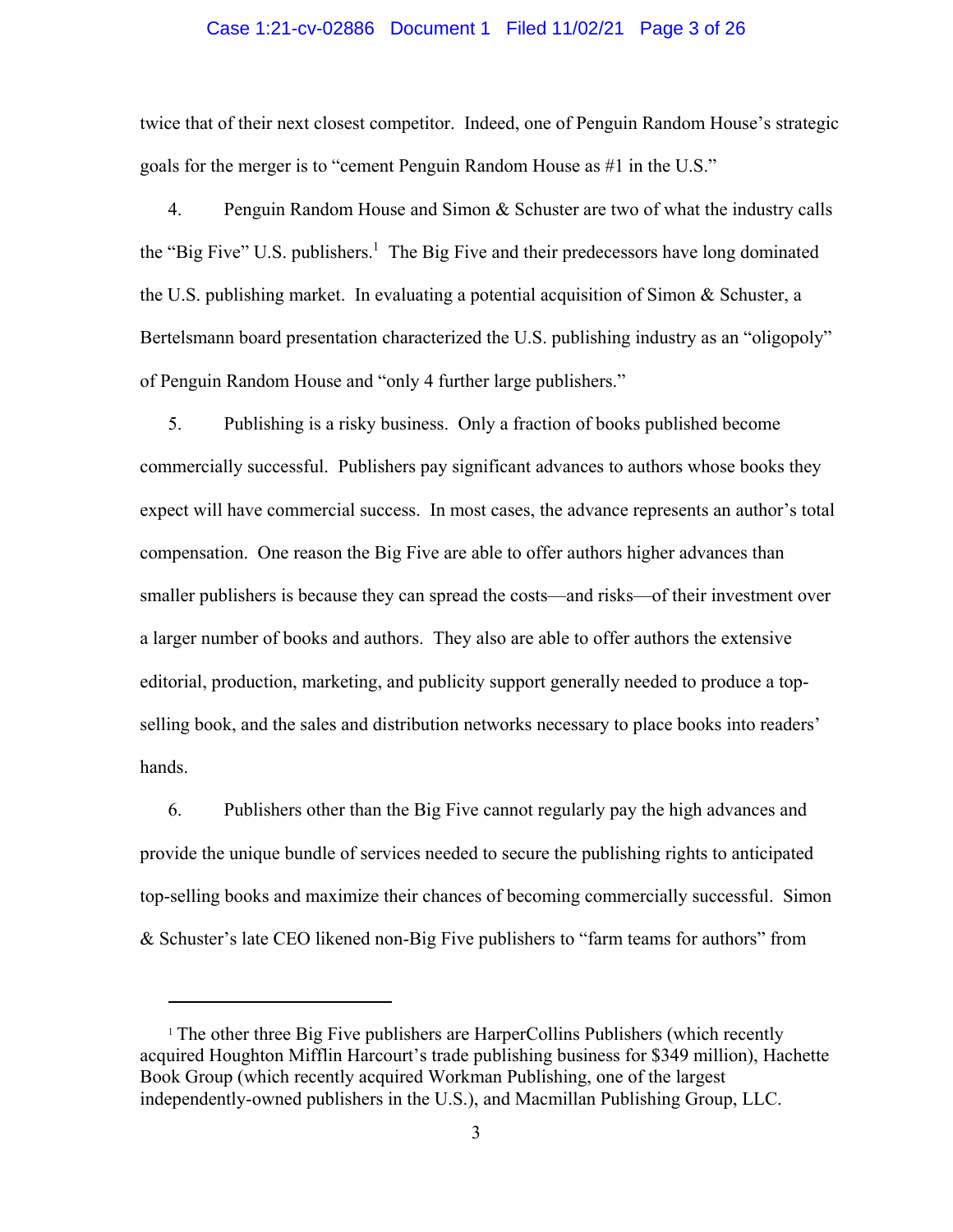twice that of their next closest competitor. Indeed, one of Penguin Random House's strategic goals for the merger is to "cement Penguin Random House as #1 in the U.S."

4. Penguin Random House and Simon & Schuster are two of what the industry calls the "Big Five" U.S. publishers.[1] The Big Five and their predecessors have long dominated the U.S. publishing market. In evaluating a potential acquisition of Simon & Schuster, a Bertelsmann board presentation characterized the U.S. publishing industry as an "oligopoly" of Penguin Random House and "only 4 further large publishers."

5. Publishing is a risky business. Only a fraction of books published become commercially successful. Publishers pay significant advances to authors whose books they expect will have commercial success. In most cases, the advance represents an author's total compensation. One reason the Big Five are able to offer authors higher advances than smaller publishers is because they can spread the costs—and risks—of their investment over a larger number of books and authors. They also are able to offer authors the extensive editorial, production, marketing, and publicity support generally needed to produce a top-selling book, and the sales and distribution networks necessary to place books into readers' hands.

6. Publishers other than the Big Five cannot regularly pay the high advances and provide the unique bundle of services needed to secure the publishing rights to anticipated top-selling books and maximize their chances of becoming commercially successful. Simon & Schuster's late CEO likened non-Big Five publishers to "farm teams for authors" from

---

[1] The other three Big Five publishers are HarperCollins Publishers (which recently acquired Houghton Mifflin Harcourt's trade publishing business for $349 million), Hachette Book Group (which recently acquired Workman Publishing, one of the largest independently-owned publishers in the U.S.), and Macmillan Publishing Group, LLC.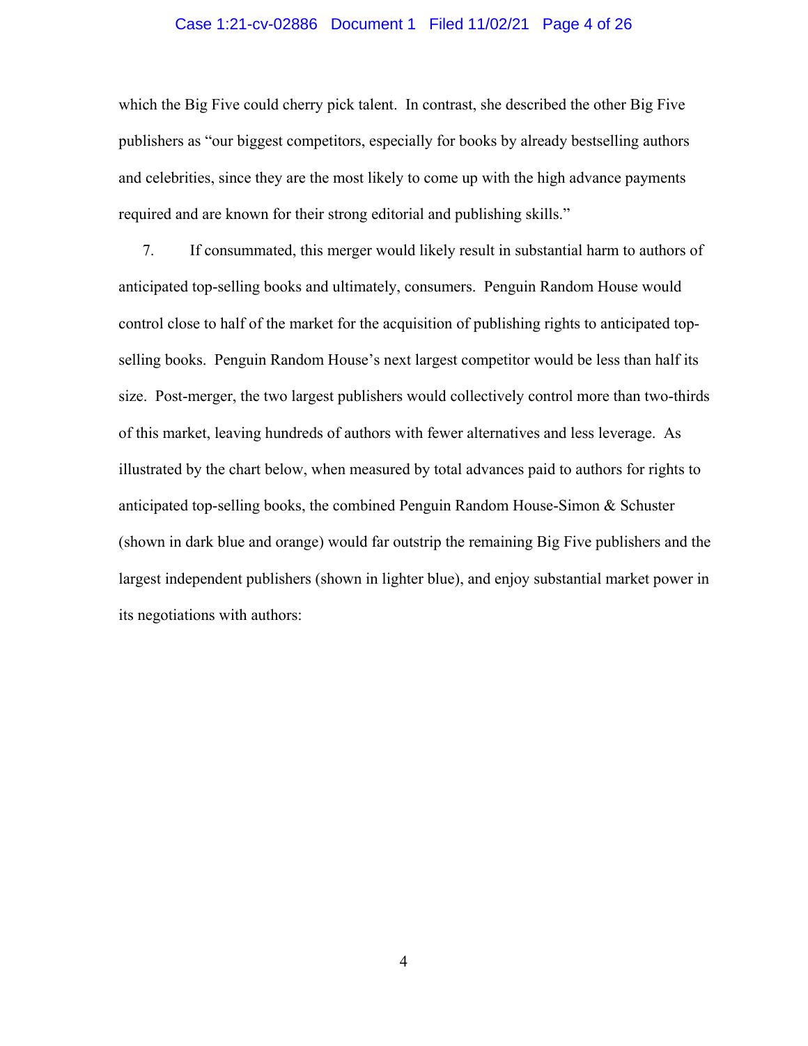which the Big Five could cherry pick talent. In contrast, she described the other Big Five publishers as "our biggest competitors, especially for books by already bestselling authors and celebrities, since they are the most likely to come up with the high advance payments required and are known for their strong editorial and publishing skills."

7. If consummated, this merger would likely result in substantial harm to authors of anticipated top-selling books and ultimately, consumers. Penguin Random House would control close to half of the market for the acquisition of publishing rights to anticipated top-selling books. Penguin Random House's next largest competitor would be less than half its size. Post-merger, the two largest publishers would collectively control more than two-thirds of this market, leaving hundreds of authors with fewer alternatives and less leverage. As illustrated by the chart below, when measured by total advances paid to authors for rights to anticipated top-selling books, the combined Penguin Random House-Simon & Schuster (shown in dark blue and orange) would far outstrip the remaining Big Five publishers and the largest independent publishers (shown in lighter blue), and enjoy substantial market power in its negotiations with authors: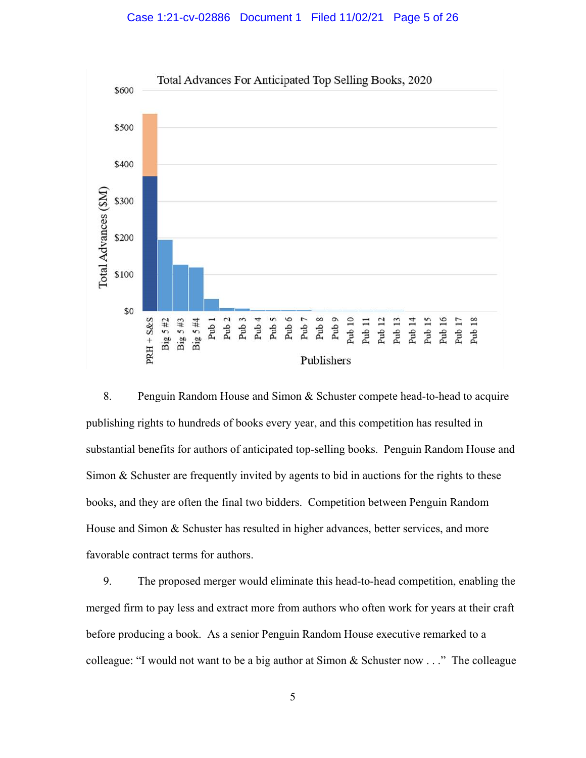8. Penguin Random House and Simon & Schuster compete head-to-head to acquire publishing rights to hundreds of books every year, and this competition has resulted in substantial benefits for authors of anticipated top-selling books. Penguin Random House and Simon & Schuster are frequently invited by agents to bid in auctions for the rights to these books, and they are often the final two bidders. Competition between Penguin Random House and Simon & Schuster has resulted in higher advances, better services, and more favorable contract terms for authors.

9. The proposed merger would eliminate this head-to-head competition, enabling the merged firm to pay less and extract more from authors who often work for years at their craft before producing a book. As a senior Penguin Random House executive remarked to a colleague: "I would not want to be a big author at Simon & Schuster now . . ." The colleague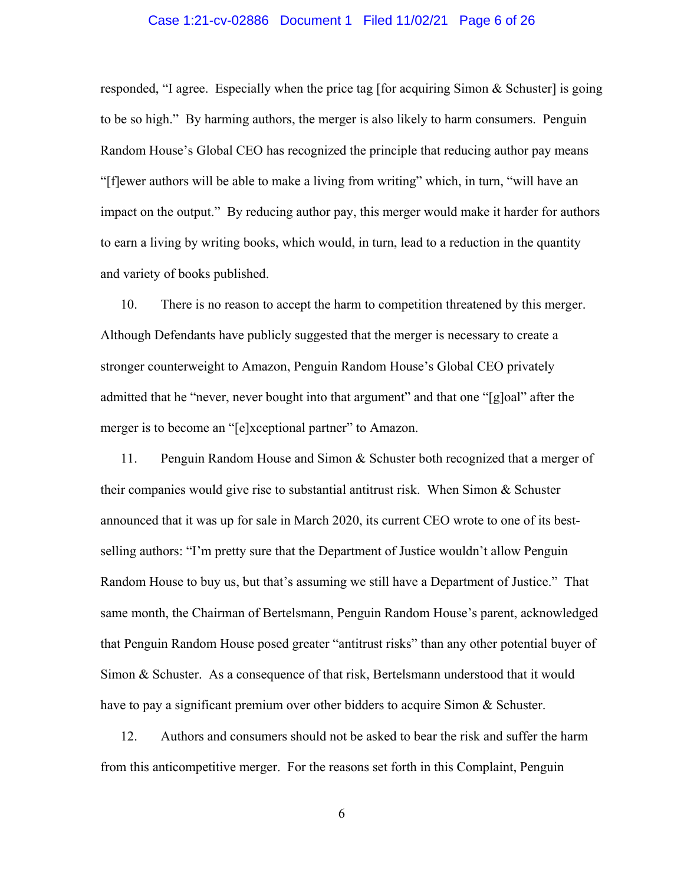responded, "I agree. Especially when the price tag [for acquiring Simon & Schuster] is going to be so high." By harming authors, the merger is also likely to harm consumers. Penguin Random House's Global CEO has recognized the principle that reducing author pay means "[f]ewer authors will be able to make a living from writing" which, in turn, "will have an impact on the output." By reducing author pay, this merger would make it harder for authors to earn a living by writing books, which would, in turn, lead to a reduction in the quantity and variety of books published.

10. There is no reason to accept the harm to competition threatened by this merger. Although Defendants have publicly suggested that the merger is necessary to create a stronger counterweight to Amazon, Penguin Random House's Global CEO privately admitted that he "never, never bought into that argument" and that one "[g]oal" after the merger is to become an "[e]xceptional partner" to Amazon.

11. Penguin Random House and Simon & Schuster both recognized that a merger of their companies would give rise to substantial antitrust risk. When Simon & Schuster announced that it was up for sale in March 2020, its current CEO wrote to one of its best-selling authors: "I'm pretty sure that the Department of Justice wouldn't allow Penguin Random House to buy us, but that's assuming we still have a Department of Justice." That same month, the Chairman of Bertelsmann, Penguin Random House's parent, acknowledged that Penguin Random House posed greater "antitrust risks" than any other potential buyer of Simon & Schuster. As a consequence of that risk, Bertelsmann understood that it would have to pay a significant premium over other bidders to acquire Simon & Schuster.

12. Authors and consumers should not be asked to bear the risk and suffer the harm from this anticompetitive merger. For the reasons set forth in this Complaint, Penguin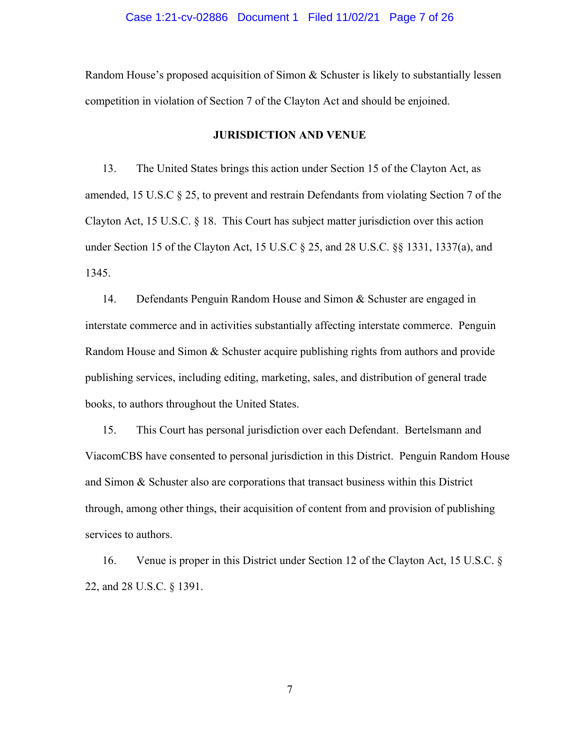Random House's proposed acquisition of Simon & Schuster is likely to substantially lessen competition in violation of Section 7 of the Clayton Act and should be enjoined.

## JURISDICTION AND VENUE

13. The United States brings this action under Section 15 of the Clayton Act, as amended, 15 U.S.C § 25, to prevent and restrain Defendants from violating Section 7 of the Clayton Act, 15 U.S.C. § 18. This Court has subject matter jurisdiction over this action under Section 15 of the Clayton Act, 15 U.S.C § 25, and 28 U.S.C. §§ 1331, 1337(a), and 1345.

14. Defendants Penguin Random House and Simon & Schuster are engaged in interstate commerce and in activities substantially affecting interstate commerce. Penguin Random House and Simon & Schuster acquire publishing rights from authors and provide publishing services, including editing, marketing, sales, and distribution of general trade books, to authors throughout the United States.

15. This Court has personal jurisdiction over each Defendant. Bertelsmann and ViacomCBS have consented to personal jurisdiction in this District. Penguin Random House and Simon & Schuster also are corporations that transact business within this District through, among other things, their acquisition of content from and provision of publishing services to authors.

16. Venue is proper in this District under Section 12 of the Clayton Act, 15 U.S.C. § 22, and 28 U.S.C. § 1391.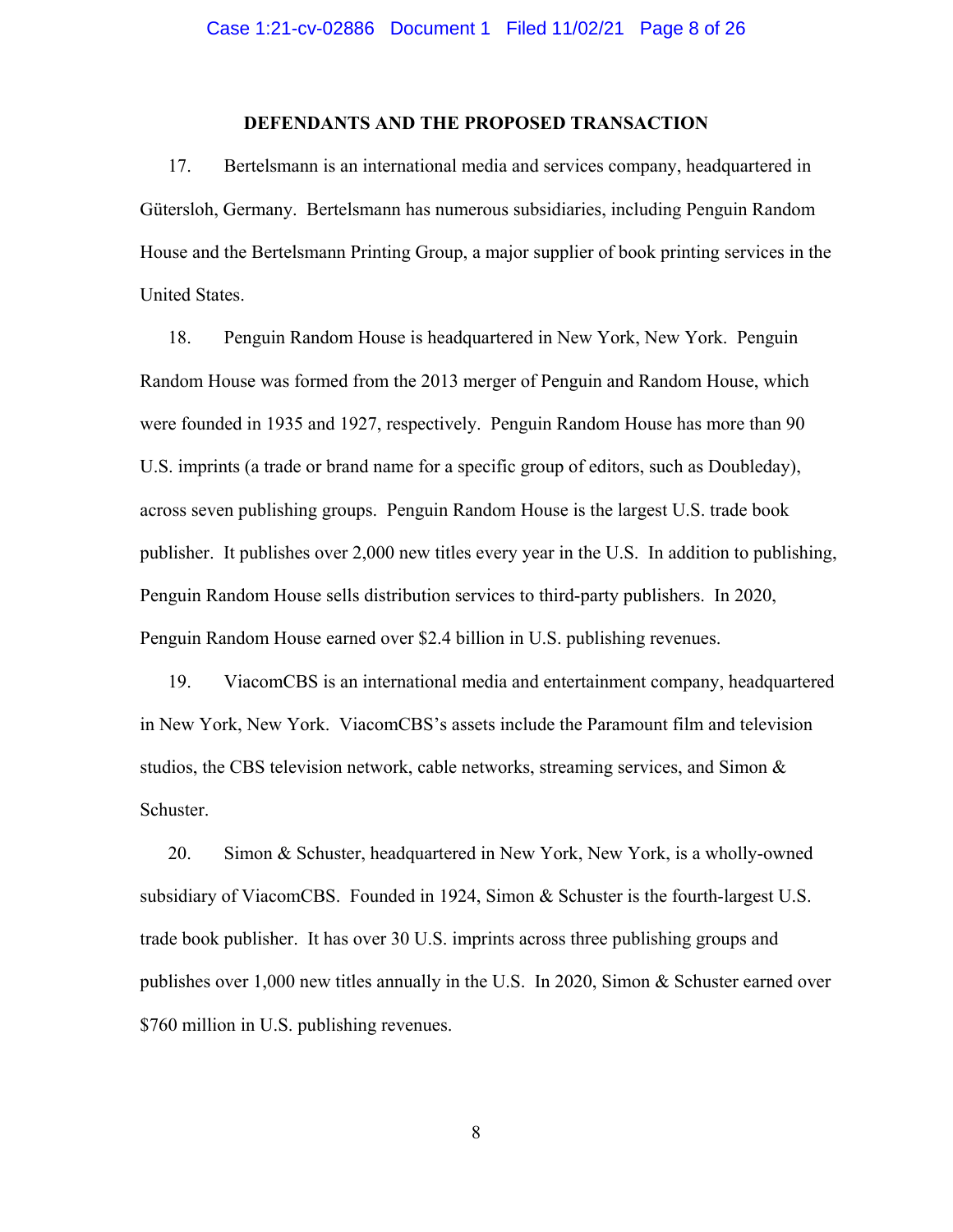## DEFENDANTS AND THE PROPOSED TRANSACTION

17. Bertelsmann is an international media and services company, headquartered in Gütersloh, Germany. Bertelsmann has numerous subsidiaries, including Penguin Random House and the Bertelsmann Printing Group, a major supplier of book printing services in the United States.

18. Penguin Random House is headquartered in New York, New York. Penguin Random House was formed from the 2013 merger of Penguin and Random House, which were founded in 1935 and 1927, respectively. Penguin Random House has more than 90 U.S. imprints (a trade or brand name for a specific group of editors, such as Doubleday), across seven publishing groups. Penguin Random House is the largest U.S. trade book publisher. It publishes over 2,000 new titles every year in the U.S. In addition to publishing, Penguin Random House sells distribution services to third-party publishers. In 2020, Penguin Random House earned over $2.4 billion in U.S. publishing revenues.

19. ViacomCBS is an international media and entertainment company, headquartered in New York, New York. ViacomCBS's assets include the Paramount film and television studios, the CBS television network, cable networks, streaming services, and Simon & Schuster.

20. Simon & Schuster, headquartered in New York, New York, is a wholly-owned subsidiary of ViacomCBS. Founded in 1924, Simon & Schuster is the fourth-largest U.S. trade book publisher. It has over 30 U.S. imprints across three publishing groups and publishes over 1,000 new titles annually in the U.S. In 2020, Simon & Schuster earned over $760 million in U.S. publishing revenues.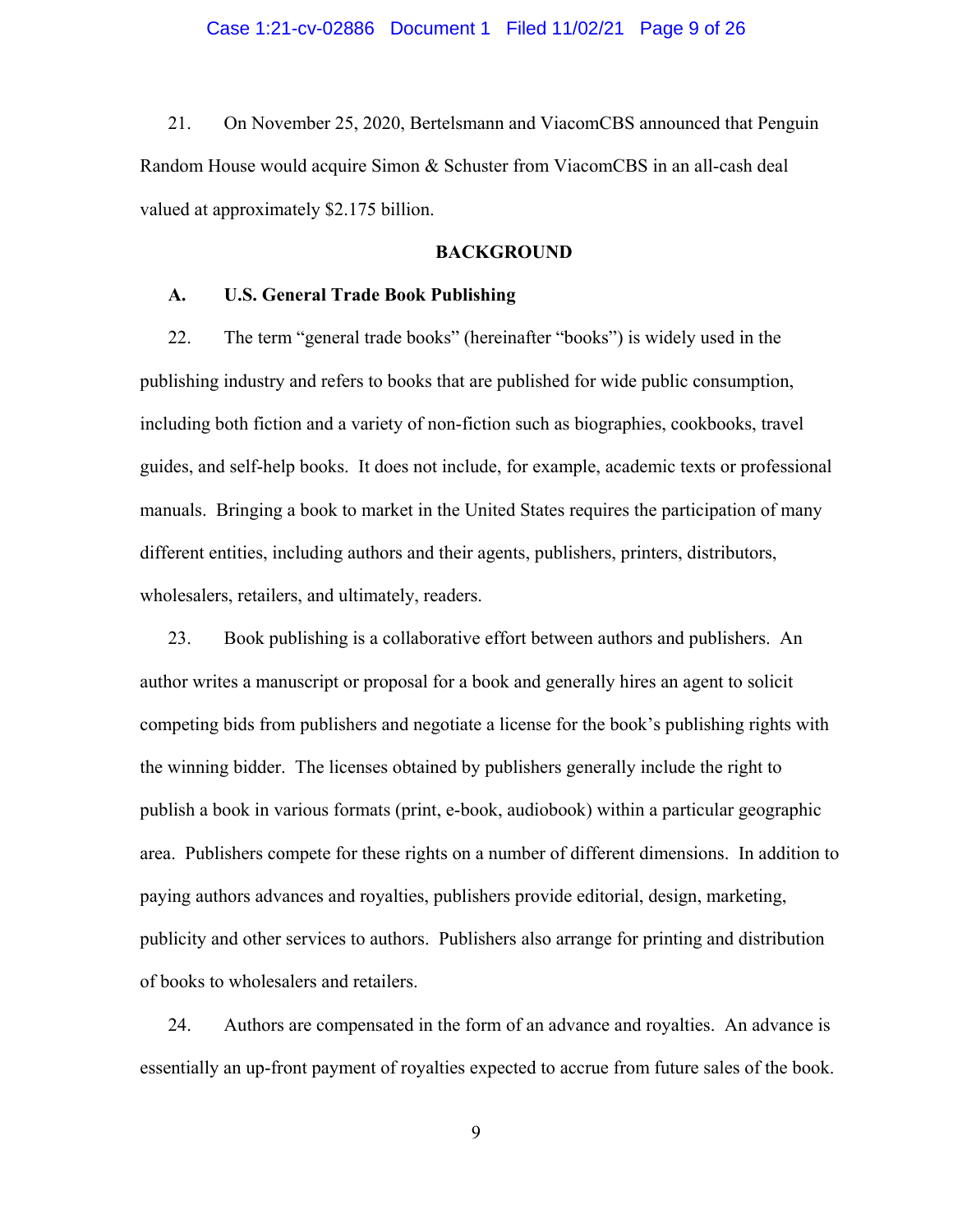21. On November 25, 2020, Bertelsmann and ViacomCBS announced that Penguin Random House would acquire Simon & Schuster from ViacomCBS in an all-cash deal valued at approximately $2.175 billion.

## BACKGROUND

### A. U.S. General Trade Book Publishing

22. The term "general trade books" (hereinafter "books") is widely used in the publishing industry and refers to books that are published for wide public consumption, including both fiction and a variety of non-fiction such as biographies, cookbooks, travel guides, and self-help books. It does not include, for example, academic texts or professional manuals. Bringing a book to market in the United States requires the participation of many different entities, including authors and their agents, publishers, printers, distributors, wholesalers, retailers, and ultimately, readers.

23. Book publishing is a collaborative effort between authors and publishers. An author writes a manuscript or proposal for a book and generally hires an agent to solicit competing bids from publishers and negotiate a license for the book's publishing rights with the winning bidder. The licenses obtained by publishers generally include the right to publish a book in various formats (print, e-book, audiobook) within a particular geographic area. Publishers compete for these rights on a number of different dimensions. In addition to paying authors advances and royalties, publishers provide editorial, design, marketing, publicity and other services to authors. Publishers also arrange for printing and distribution of books to wholesalers and retailers.

24. Authors are compensated in the form of an advance and royalties. An advance is essentially an up-front payment of royalties expected to accrue from future sales of the book.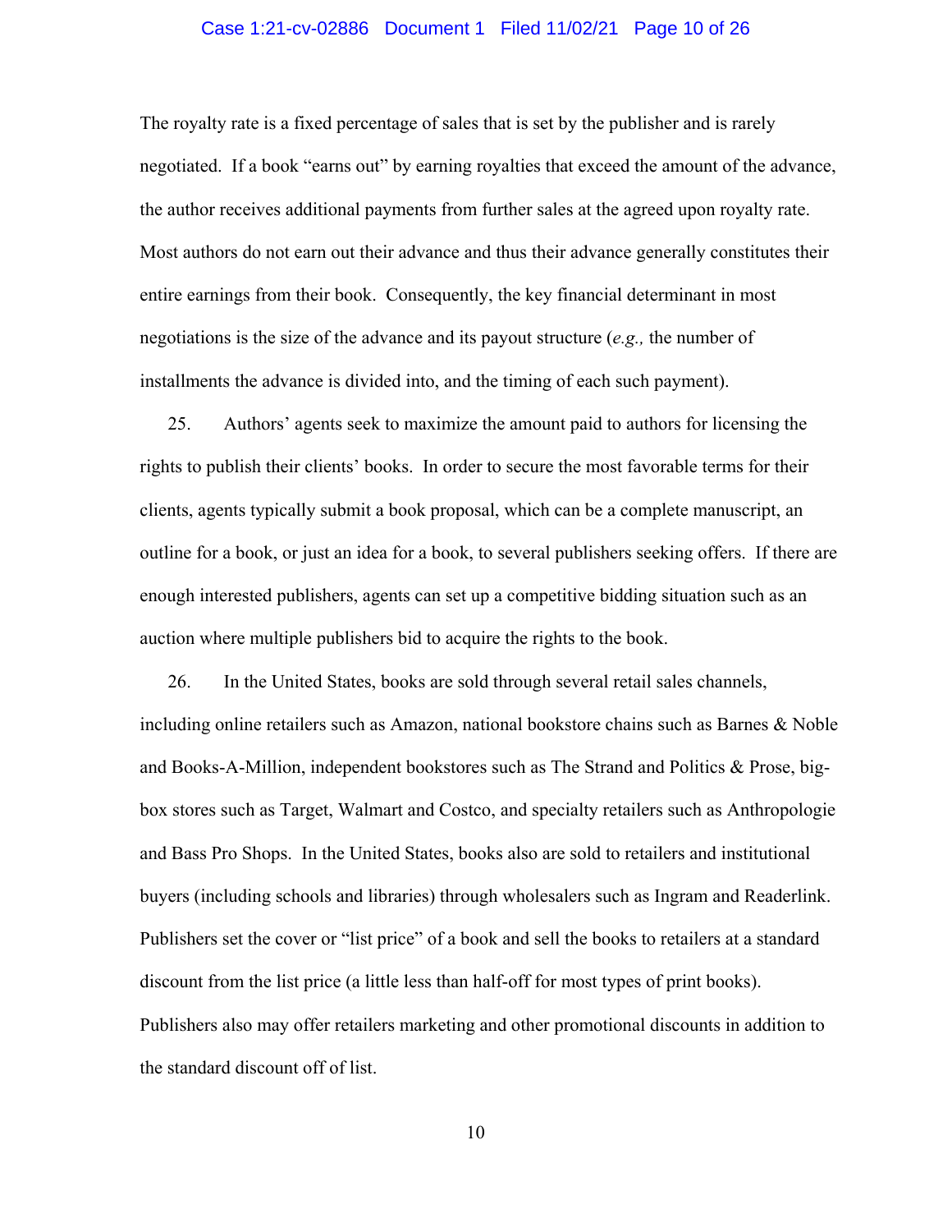The royalty rate is a fixed percentage of sales that is set by the publisher and is rarely negotiated. If a book "earns out" by earning royalties that exceed the amount of the advance, the author receives additional payments from further sales at the agreed upon royalty rate. Most authors do not earn out their advance and thus their advance generally constitutes their entire earnings from their book. Consequently, the key financial determinant in most negotiations is the size of the advance and its payout structure (*e.g.,* the number of installments the advance is divided into, and the timing of each such payment).

25. Authors' agents seek to maximize the amount paid to authors for licensing the rights to publish their clients' books. In order to secure the most favorable terms for their clients, agents typically submit a book proposal, which can be a complete manuscript, an outline for a book, or just an idea for a book, to several publishers seeking offers. If there are enough interested publishers, agents can set up a competitive bidding situation such as an auction where multiple publishers bid to acquire the rights to the book.

26. In the United States, books are sold through several retail sales channels, including online retailers such as Amazon, national bookstore chains such as Barnes & Noble and Books-A-Million, independent bookstores such as The Strand and Politics & Prose, big-box stores such as Target, Walmart and Costco, and specialty retailers such as Anthropologie and Bass Pro Shops. In the United States, books also are sold to retailers and institutional buyers (including schools and libraries) through wholesalers such as Ingram and Readerlink. Publishers set the cover or "list price" of a book and sell the books to retailers at a standard discount from the list price (a little less than half-off for most types of print books). Publishers also may offer retailers marketing and other promotional discounts in addition to the standard discount off of list.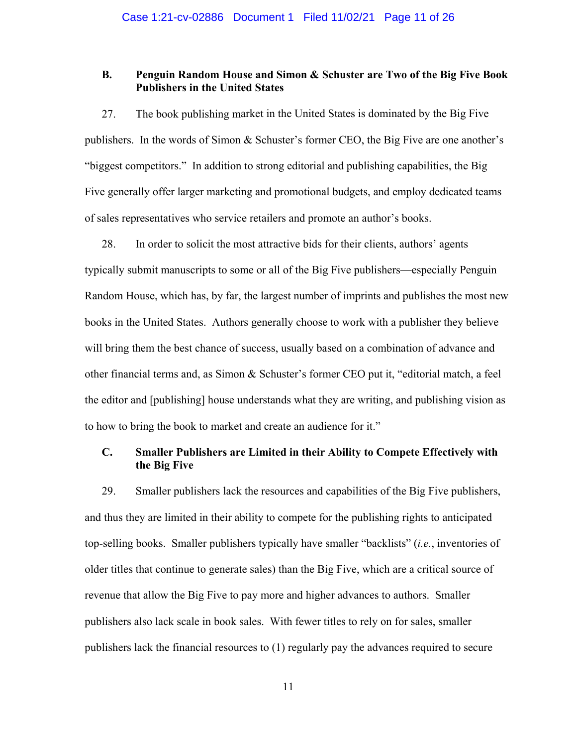### B. Penguin Random House and Simon & Schuster are Two of the Big Five Book Publishers in the United States

27. The book publishing market in the United States is dominated by the Big Five publishers. In the words of Simon & Schuster's former CEO, the Big Five are one another's "biggest competitors." In addition to strong editorial and publishing capabilities, the Big Five generally offer larger marketing and promotional budgets, and employ dedicated teams of sales representatives who service retailers and promote an author's books.

28. In order to solicit the most attractive bids for their clients, authors' agents typically submit manuscripts to some or all of the Big Five publishers—especially Penguin Random House, which has, by far, the largest number of imprints and publishes the most new books in the United States. Authors generally choose to work with a publisher they believe will bring them the best chance of success, usually based on a combination of advance and other financial terms and, as Simon & Schuster's former CEO put it, "editorial match, a feel the editor and [publishing] house understands what they are writing, and publishing vision as to how to bring the book to market and create an audience for it."

### C. Smaller Publishers are Limited in their Ability to Compete Effectively with the Big Five

29. Smaller publishers lack the resources and capabilities of the Big Five publishers, and thus they are limited in their ability to compete for the publishing rights to anticipated top-selling books. Smaller publishers typically have smaller "backlists" (*i.e.*, inventories of older titles that continue to generate sales) than the Big Five, which are a critical source of revenue that allow the Big Five to pay more and higher advances to authors. Smaller publishers also lack scale in book sales. With fewer titles to rely on for sales, smaller publishers lack the financial resources to (1) regularly pay the advances required to secure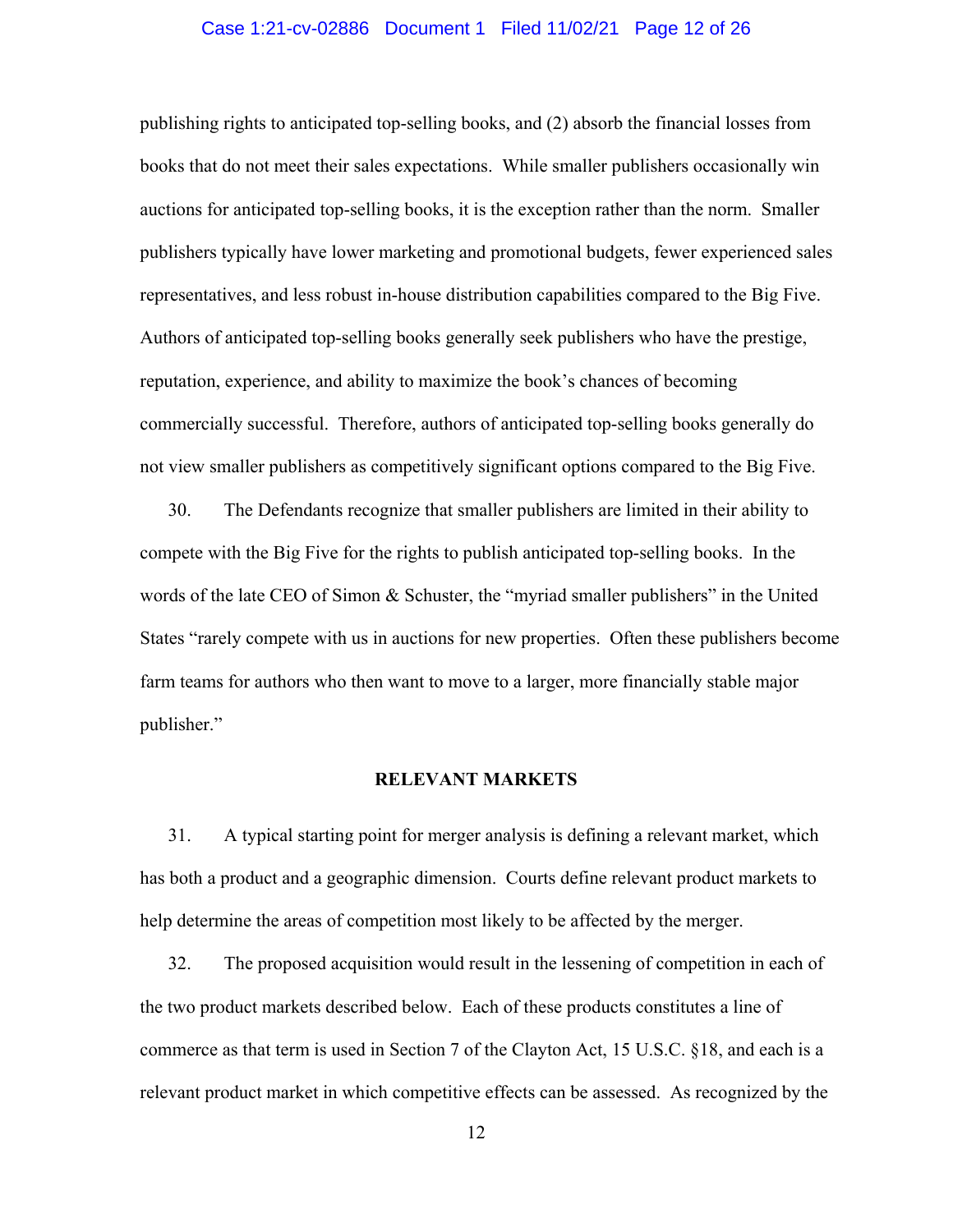publishing rights to anticipated top-selling books, and (2) absorb the financial losses from books that do not meet their sales expectations. While smaller publishers occasionally win auctions for anticipated top-selling books, it is the exception rather than the norm. Smaller publishers typically have lower marketing and promotional budgets, fewer experienced sales representatives, and less robust in-house distribution capabilities compared to the Big Five. Authors of anticipated top-selling books generally seek publishers who have the prestige, reputation, experience, and ability to maximize the book's chances of becoming commercially successful. Therefore, authors of anticipated top-selling books generally do not view smaller publishers as competitively significant options compared to the Big Five.

30. The Defendants recognize that smaller publishers are limited in their ability to compete with the Big Five for the rights to publish anticipated top-selling books. In the words of the late CEO of Simon & Schuster, the "myriad smaller publishers" in the United States "rarely compete with us in auctions for new properties. Often these publishers become farm teams for authors who then want to move to a larger, more financially stable major publisher."

## RELEVANT MARKETS

31. A typical starting point for merger analysis is defining a relevant market, which has both a product and a geographic dimension. Courts define relevant product markets to help determine the areas of competition most likely to be affected by the merger.

32. The proposed acquisition would result in the lessening of competition in each of the two product markets described below. Each of these products constitutes a line of commerce as that term is used in Section 7 of the Clayton Act, 15 U.S.C. §18, and each is a relevant product market in which competitive effects can be assessed. As recognized by the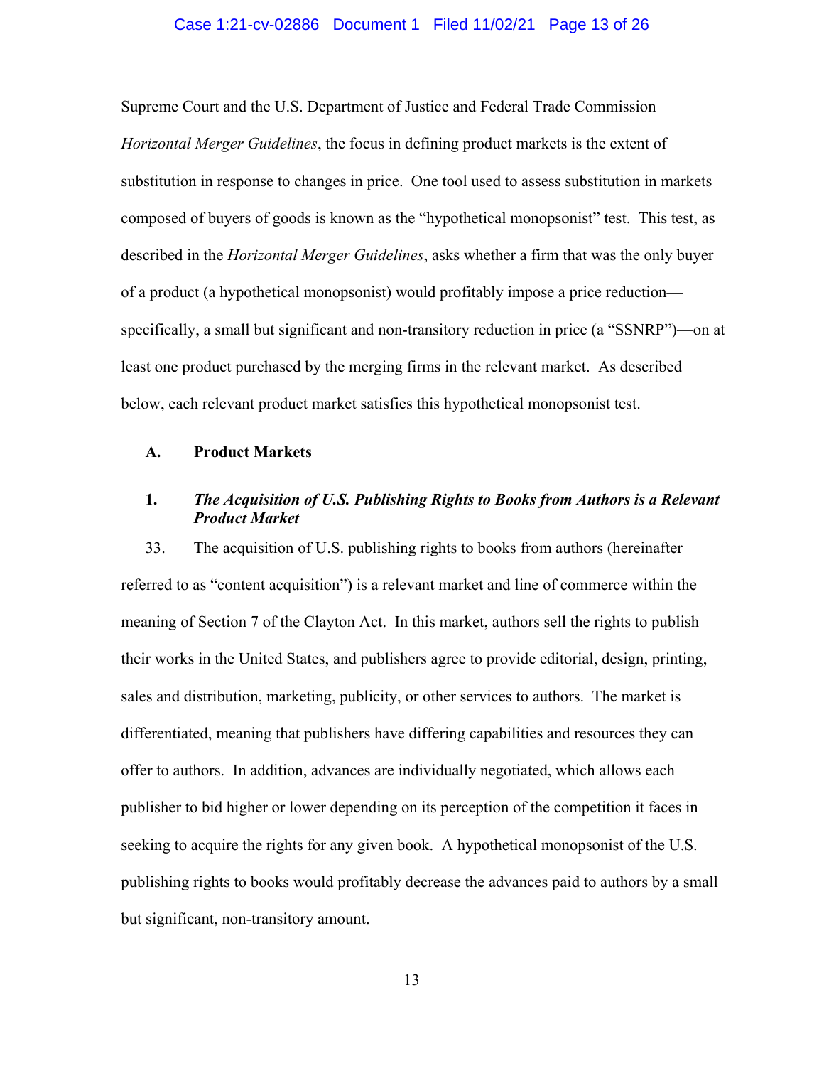Supreme Court and the U.S. Department of Justice and Federal Trade Commission *Horizontal Merger Guidelines*, the focus in defining product markets is the extent of substitution in response to changes in price. One tool used to assess substitution in markets composed of buyers of goods is known as the "hypothetical monopsonist" test. This test, as described in the *Horizontal Merger Guidelines*, asks whether a firm that was the only buyer of a product (a hypothetical monopsonist) would profitably impose a price reduction—specifically, a small but significant and non-transitory reduction in price (a "SSNRP")—on at least one product purchased by the merging firms in the relevant market. As described below, each relevant product market satisfies this hypothetical monopsonist test.

## A. Product Markets

### 1. *The Acquisition of U.S. Publishing Rights to Books from Authors is a Relevant Product Market*

33. The acquisition of U.S. publishing rights to books from authors (hereinafter referred to as "content acquisition") is a relevant market and line of commerce within the meaning of Section 7 of the Clayton Act. In this market, authors sell the rights to publish their works in the United States, and publishers agree to provide editorial, design, printing, sales and distribution, marketing, publicity, or other services to authors. The market is differentiated, meaning that publishers have differing capabilities and resources they can offer to authors. In addition, advances are individually negotiated, which allows each publisher to bid higher or lower depending on its perception of the competition it faces in seeking to acquire the rights for any given book. A hypothetical monopsonist of the U.S. publishing rights to books would profitably decrease the advances paid to authors by a small but significant, non-transitory amount.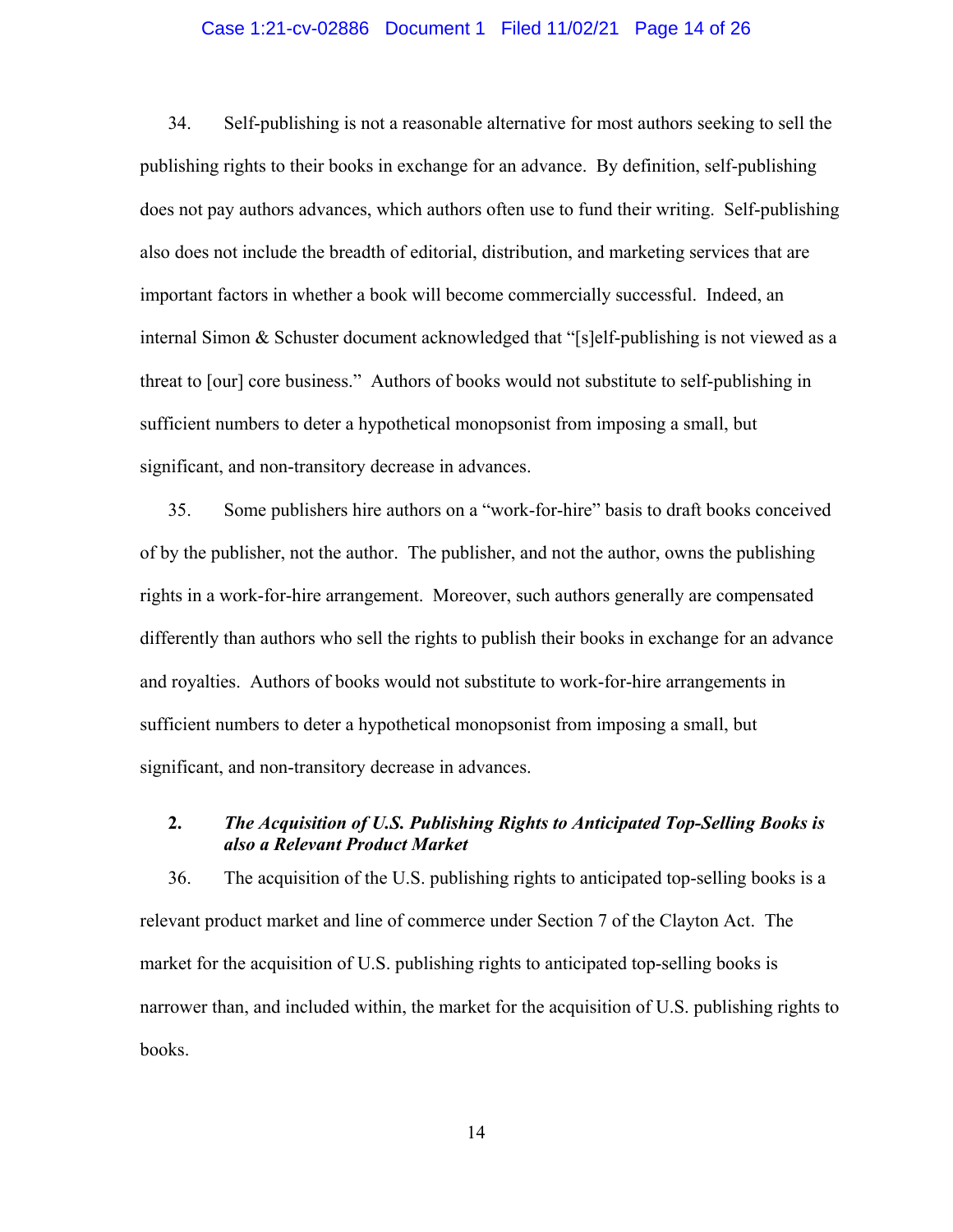34. Self-publishing is not a reasonable alternative for most authors seeking to sell the publishing rights to their books in exchange for an advance. By definition, self-publishing does not pay authors advances, which authors often use to fund their writing. Self-publishing also does not include the breadth of editorial, distribution, and marketing services that are important factors in whether a book will become commercially successful. Indeed, an internal Simon & Schuster document acknowledged that "[s]elf-publishing is not viewed as a threat to [our] core business." Authors of books would not substitute to self-publishing in sufficient numbers to deter a hypothetical monopsonist from imposing a small, but significant, and non-transitory decrease in advances.

35. Some publishers hire authors on a "work-for-hire" basis to draft books conceived of by the publisher, not the author. The publisher, and not the author, owns the publishing rights in a work-for-hire arrangement. Moreover, such authors generally are compensated differently than authors who sell the rights to publish their books in exchange for an advance and royalties. Authors of books would not substitute to work-for-hire arrangements in sufficient numbers to deter a hypothetical monopsonist from imposing a small, but significant, and non-transitory decrease in advances.

### 2. *The Acquisition of U.S. Publishing Rights to Anticipated Top-Selling Books is also a Relevant Product Market*

36. The acquisition of the U.S. publishing rights to anticipated top-selling books is a relevant product market and line of commerce under Section 7 of the Clayton Act. The market for the acquisition of U.S. publishing rights to anticipated top-selling books is narrower than, and included within, the market for the acquisition of U.S. publishing rights to books.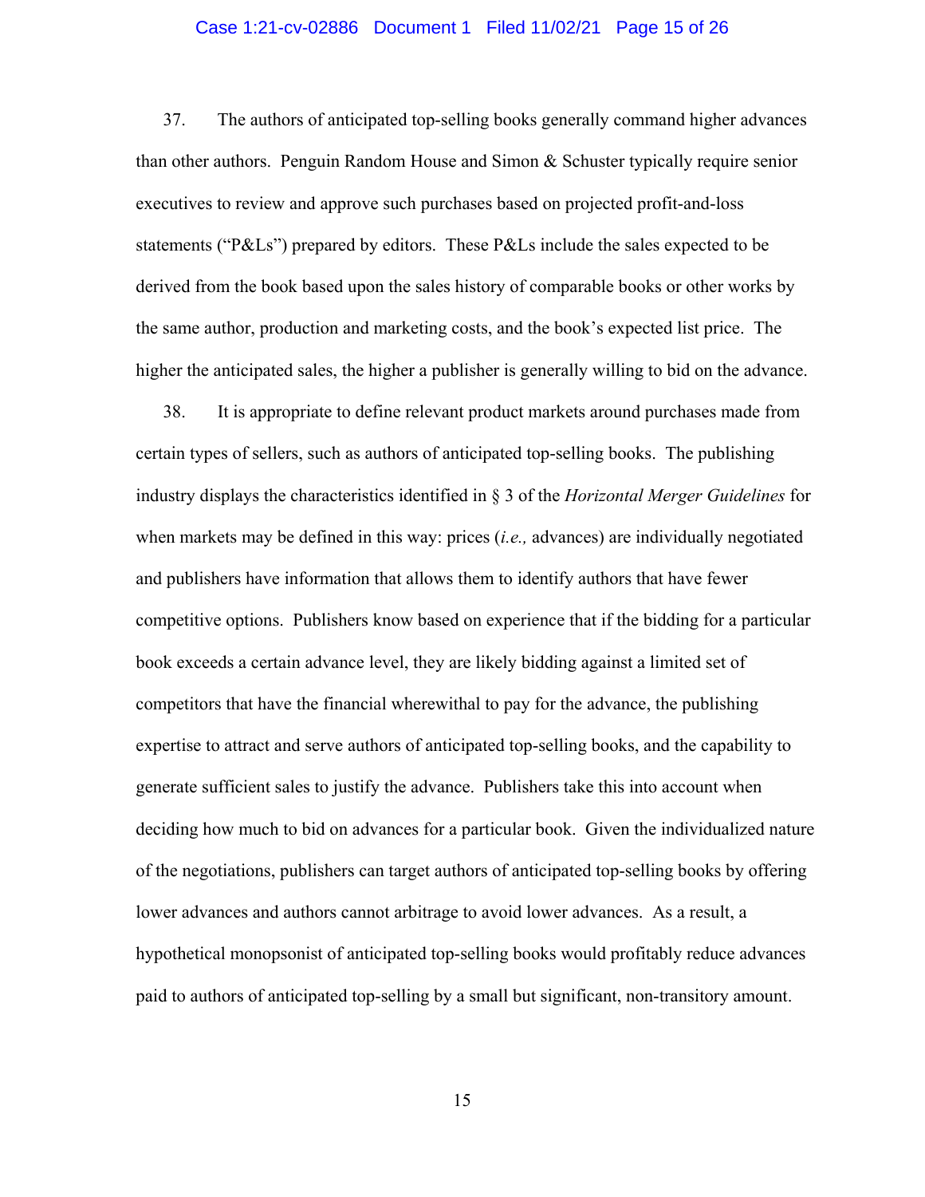37. The authors of anticipated top-selling books generally command higher advances than other authors. Penguin Random House and Simon & Schuster typically require senior executives to review and approve such purchases based on projected profit-and-loss statements ("P&Ls") prepared by editors. These P&Ls include the sales expected to be derived from the book based upon the sales history of comparable books or other works by the same author, production and marketing costs, and the book's expected list price. The higher the anticipated sales, the higher a publisher is generally willing to bid on the advance.

38. It is appropriate to define relevant product markets around purchases made from certain types of sellers, such as authors of anticipated top-selling books. The publishing industry displays the characteristics identified in § 3 of the *Horizontal Merger Guidelines* for when markets may be defined in this way: prices (*i.e.,* advances) are individually negotiated and publishers have information that allows them to identify authors that have fewer competitive options. Publishers know based on experience that if the bidding for a particular book exceeds a certain advance level, they are likely bidding against a limited set of competitors that have the financial wherewithal to pay for the advance, the publishing expertise to attract and serve authors of anticipated top-selling books, and the capability to generate sufficient sales to justify the advance. Publishers take this into account when deciding how much to bid on advances for a particular book. Given the individualized nature of the negotiations, publishers can target authors of anticipated top-selling books by offering lower advances and authors cannot arbitrage to avoid lower advances. As a result, a hypothetical monopsonist of anticipated top-selling books would profitably reduce advances paid to authors of anticipated top-selling by a small but significant, non-transitory amount.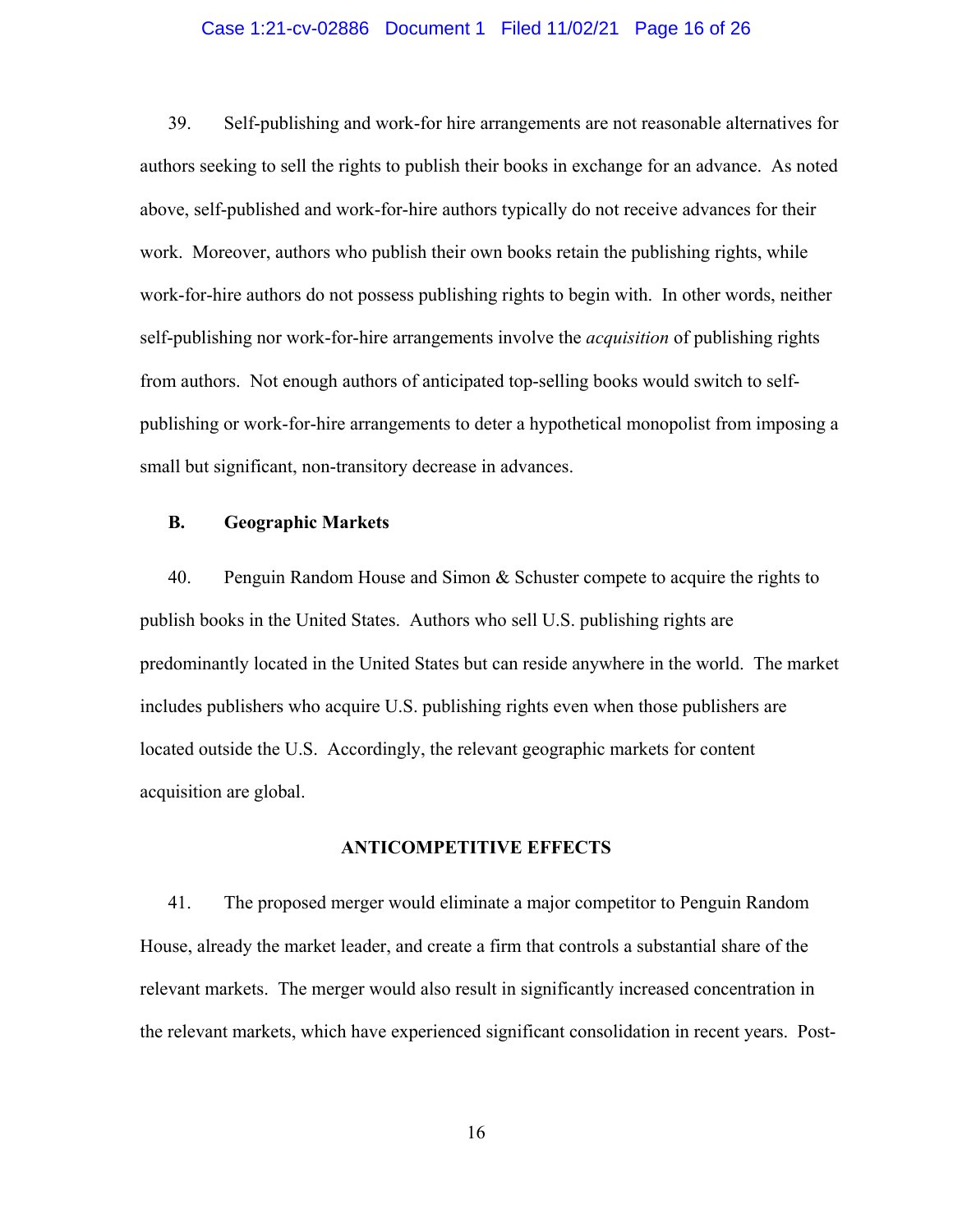39. Self-publishing and work-for hire arrangements are not reasonable alternatives for authors seeking to sell the rights to publish their books in exchange for an advance. As noted above, self-published and work-for-hire authors typically do not receive advances for their work. Moreover, authors who publish their own books retain the publishing rights, while work-for-hire authors do not possess publishing rights to begin with. In other words, neither self-publishing nor work-for-hire arrangements involve the *acquisition* of publishing rights from authors. Not enough authors of anticipated top-selling books would switch to self-publishing or work-for-hire arrangements to deter a hypothetical monopolist from imposing a small but significant, non-transitory decrease in advances.

### B. Geographic Markets

40. Penguin Random House and Simon & Schuster compete to acquire the rights to publish books in the United States. Authors who sell U.S. publishing rights are predominantly located in the United States but can reside anywhere in the world. The market includes publishers who acquire U.S. publishing rights even when those publishers are located outside the U.S. Accordingly, the relevant geographic markets for content acquisition are global.

## ANTICOMPETITIVE EFFECTS

41. The proposed merger would eliminate a major competitor to Penguin Random House, already the market leader, and create a firm that controls a substantial share of the relevant markets. The merger would also result in significantly increased concentration in the relevant markets, which have experienced significant consolidation in recent years. Post-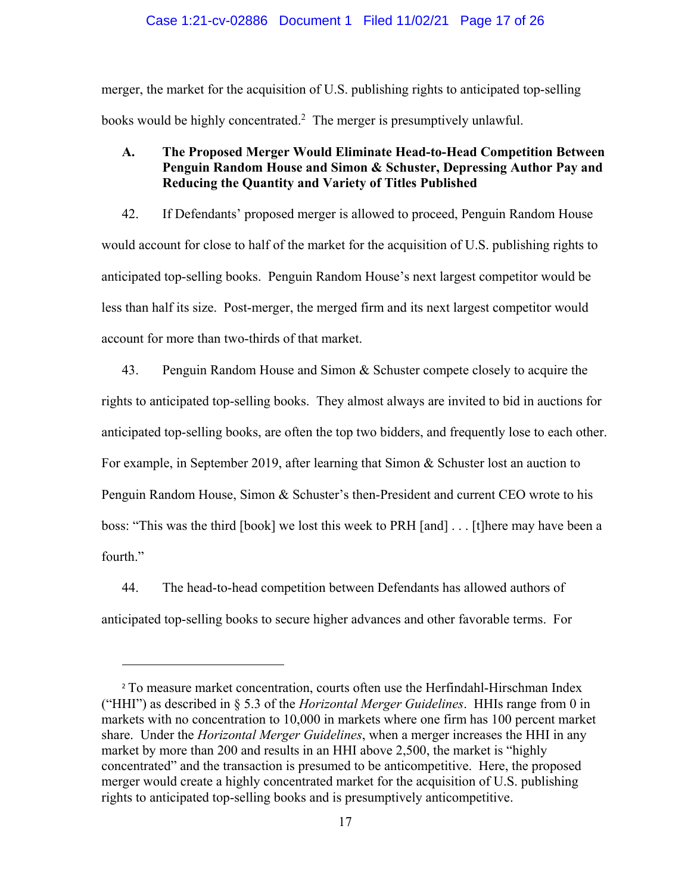merger, the market for the acquisition of U.S. publishing rights to anticipated top-selling books would be highly concentrated.[2] The merger is presumptively unlawful.

### A. The Proposed Merger Would Eliminate Head-to-Head Competition Between Penguin Random House and Simon & Schuster, Depressing Author Pay and Reducing the Quantity and Variety of Titles Published

42. If Defendants' proposed merger is allowed to proceed, Penguin Random House would account for close to half of the market for the acquisition of U.S. publishing rights to anticipated top-selling books. Penguin Random House's next largest competitor would be less than half its size. Post-merger, the merged firm and its next largest competitor would account for more than two-thirds of that market.

43. Penguin Random House and Simon & Schuster compete closely to acquire the rights to anticipated top-selling books. They almost always are invited to bid in auctions for anticipated top-selling books, are often the top two bidders, and frequently lose to each other. For example, in September 2019, after learning that Simon & Schuster lost an auction to Penguin Random House, Simon & Schuster's then-President and current CEO wrote to his boss: "This was the third [book] we lost this week to PRH [and] . . . [t]here may have been a fourth."

44. The head-to-head competition between Defendants has allowed authors of anticipated top-selling books to secure higher advances and other favorable terms. For

---

[2] To measure market concentration, courts often use the Herfindahl-Hirschman Index ("HHI") as described in § 5.3 of the *Horizontal Merger Guidelines*. HHIs range from 0 in markets with no concentration to 10,000 in markets where one firm has 100 percent market share. Under the *Horizontal Merger Guidelines*, when a merger increases the HHI in any market by more than 200 and results in an HHI above 2,500, the market is "highly concentrated" and the transaction is presumed to be anticompetitive. Here, the proposed merger would create a highly concentrated market for the acquisition of U.S. publishing rights to anticipated top-selling books and is presumptively anticompetitive.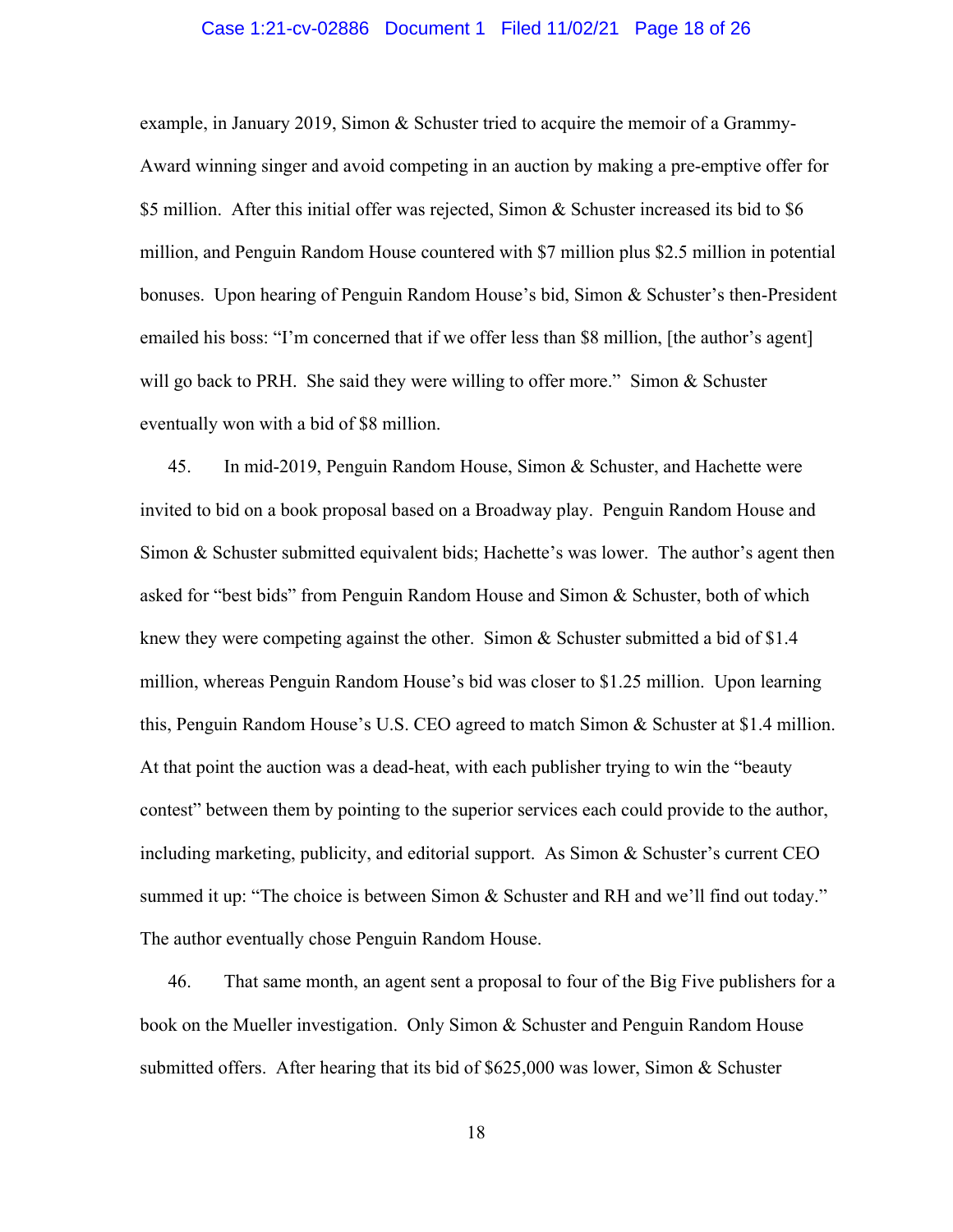example, in January 2019, Simon & Schuster tried to acquire the memoir of a Grammy-Award winning singer and avoid competing in an auction by making a pre-emptive offer for $5 million. After this initial offer was rejected, Simon & Schuster increased its bid to $6 million, and Penguin Random House countered with $7 million plus $2.5 million in potential bonuses. Upon hearing of Penguin Random House's bid, Simon & Schuster's then-President emailed his boss: "I'm concerned that if we offer less than $8 million, [the author's agent] will go back to PRH. She said they were willing to offer more." Simon & Schuster eventually won with a bid of $8 million.

45. In mid-2019, Penguin Random House, Simon & Schuster, and Hachette were invited to bid on a book proposal based on a Broadway play. Penguin Random House and Simon & Schuster submitted equivalent bids; Hachette's was lower. The author's agent then asked for "best bids" from Penguin Random House and Simon & Schuster, both of which knew they were competing against the other. Simon & Schuster submitted a bid of $1.4 million, whereas Penguin Random House's bid was closer to $1.25 million. Upon learning this, Penguin Random House's U.S. CEO agreed to match Simon & Schuster at $1.4 million. At that point the auction was a dead-heat, with each publisher trying to win the "beauty contest" between them by pointing to the superior services each could provide to the author, including marketing, publicity, and editorial support. As Simon & Schuster's current CEO summed it up: "The choice is between Simon & Schuster and RH and we'll find out today." The author eventually chose Penguin Random House.

46. That same month, an agent sent a proposal to four of the Big Five publishers for a book on the Mueller investigation. Only Simon & Schuster and Penguin Random House submitted offers. After hearing that its bid of $625,000 was lower, Simon & Schuster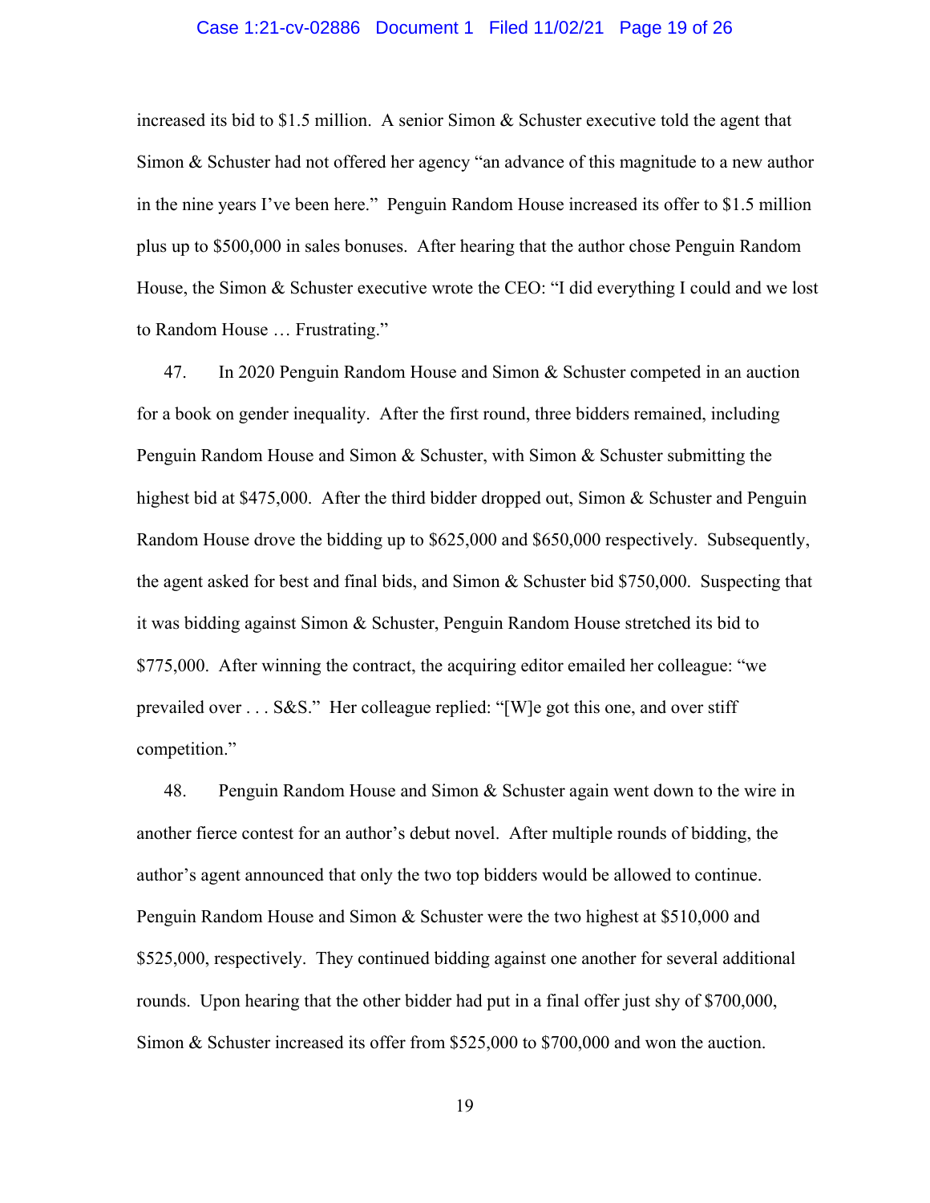increased its bid to $1.5 million. A senior Simon & Schuster executive told the agent that Simon & Schuster had not offered her agency "an advance of this magnitude to a new author in the nine years I've been here." Penguin Random House increased its offer to $1.5 million plus up to $500,000 in sales bonuses. After hearing that the author chose Penguin Random House, the Simon & Schuster executive wrote the CEO: "I did everything I could and we lost to Random House … Frustrating."

47. In 2020 Penguin Random House and Simon & Schuster competed in an auction for a book on gender inequality. After the first round, three bidders remained, including Penguin Random House and Simon & Schuster, with Simon & Schuster submitting the highest bid at $475,000. After the third bidder dropped out, Simon & Schuster and Penguin Random House drove the bidding up to $625,000 and $650,000 respectively. Subsequently, the agent asked for best and final bids, and Simon & Schuster bid $750,000. Suspecting that it was bidding against Simon & Schuster, Penguin Random House stretched its bid to $775,000. After winning the contract, the acquiring editor emailed her colleague: "we prevailed over . . . S&S." Her colleague replied: "[W]e got this one, and over stiff competition."

48. Penguin Random House and Simon & Schuster again went down to the wire in another fierce contest for an author's debut novel. After multiple rounds of bidding, the author's agent announced that only the two top bidders would be allowed to continue. Penguin Random House and Simon & Schuster were the two highest at $510,000 and $525,000, respectively. They continued bidding against one another for several additional rounds. Upon hearing that the other bidder had put in a final offer just shy of $700,000, Simon & Schuster increased its offer from $525,000 to $700,000 and won the auction.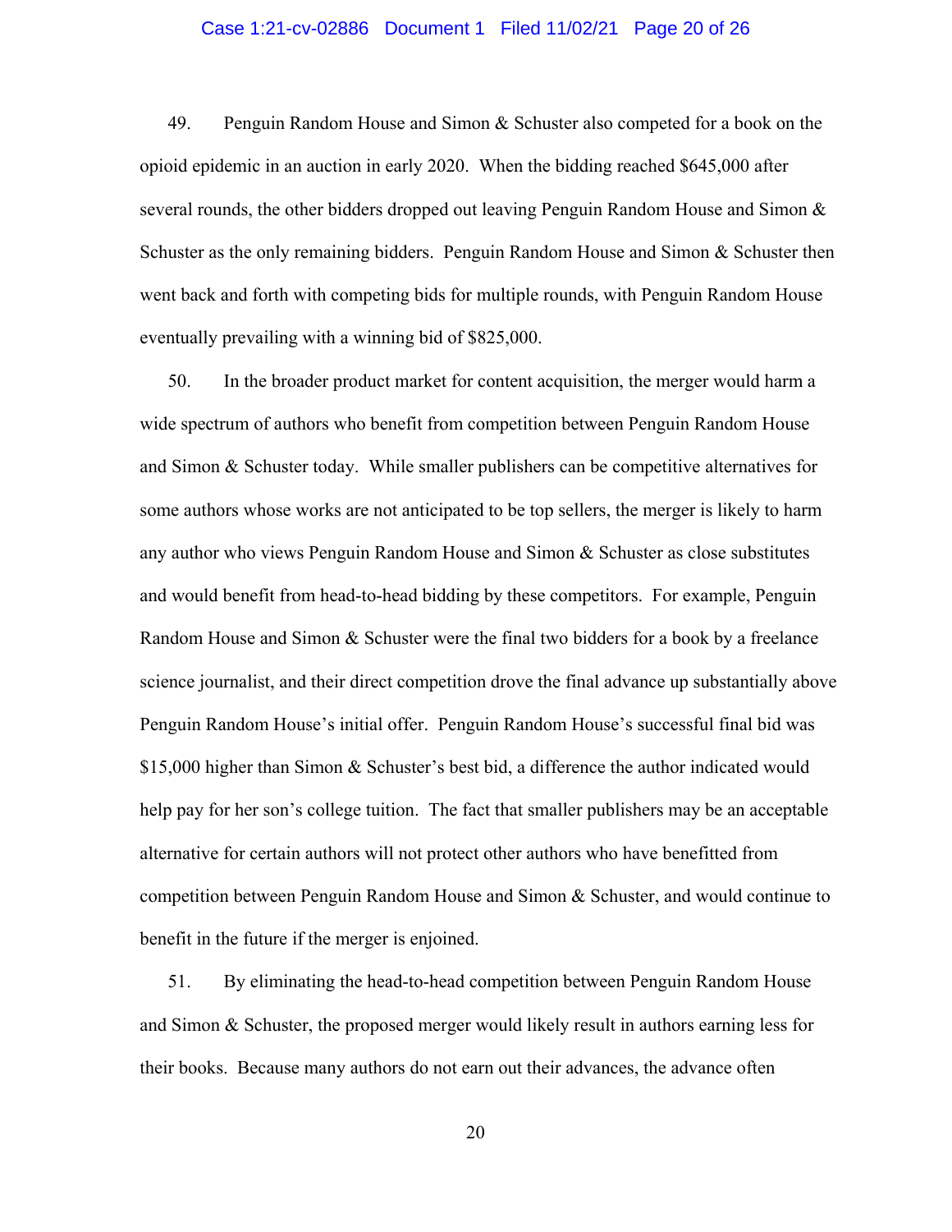49. Penguin Random House and Simon & Schuster also competed for a book on the opioid epidemic in an auction in early 2020. When the bidding reached $645,000 after several rounds, the other bidders dropped out leaving Penguin Random House and Simon & Schuster as the only remaining bidders. Penguin Random House and Simon & Schuster then went back and forth with competing bids for multiple rounds, with Penguin Random House eventually prevailing with a winning bid of $825,000.

50. In the broader product market for content acquisition, the merger would harm a wide spectrum of authors who benefit from competition between Penguin Random House and Simon & Schuster today. While smaller publishers can be competitive alternatives for some authors whose works are not anticipated to be top sellers, the merger is likely to harm any author who views Penguin Random House and Simon & Schuster as close substitutes and would benefit from head-to-head bidding by these competitors. For example, Penguin Random House and Simon & Schuster were the final two bidders for a book by a freelance science journalist, and their direct competition drove the final advance up substantially above Penguin Random House's initial offer. Penguin Random House's successful final bid was $15,000 higher than Simon & Schuster's best bid, a difference the author indicated would help pay for her son's college tuition. The fact that smaller publishers may be an acceptable alternative for certain authors will not protect other authors who have benefitted from competition between Penguin Random House and Simon & Schuster, and would continue to benefit in the future if the merger is enjoined.

51. By eliminating the head-to-head competition between Penguin Random House and Simon & Schuster, the proposed merger would likely result in authors earning less for their books. Because many authors do not earn out their advances, the advance often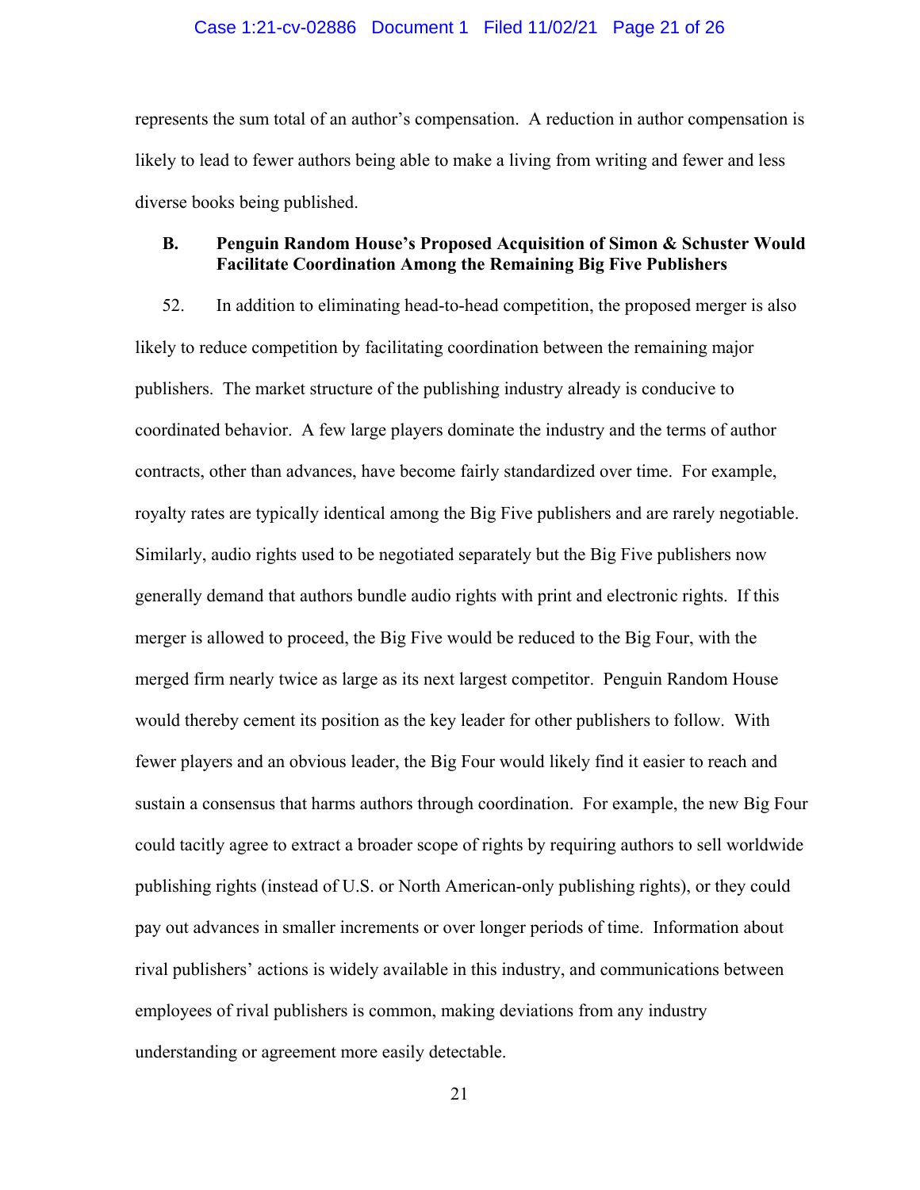represents the sum total of an author's compensation. A reduction in author compensation is likely to lead to fewer authors being able to make a living from writing and fewer and less diverse books being published.

### B. Penguin Random House's Proposed Acquisition of Simon & Schuster Would Facilitate Coordination Among the Remaining Big Five Publishers

52. In addition to eliminating head-to-head competition, the proposed merger is also likely to reduce competition by facilitating coordination between the remaining major publishers. The market structure of the publishing industry already is conducive to coordinated behavior. A few large players dominate the industry and the terms of author contracts, other than advances, have become fairly standardized over time. For example, royalty rates are typically identical among the Big Five publishers and are rarely negotiable. Similarly, audio rights used to be negotiated separately but the Big Five publishers now generally demand that authors bundle audio rights with print and electronic rights. If this merger is allowed to proceed, the Big Five would be reduced to the Big Four, with the merged firm nearly twice as large as its next largest competitor. Penguin Random House would thereby cement its position as the key leader for other publishers to follow. With fewer players and an obvious leader, the Big Four would likely find it easier to reach and sustain a consensus that harms authors through coordination. For example, the new Big Four could tacitly agree to extract a broader scope of rights by requiring authors to sell worldwide publishing rights (instead of U.S. or North American-only publishing rights), or they could pay out advances in smaller increments or over longer periods of time. Information about rival publishers' actions is widely available in this industry, and communications between employees of rival publishers is common, making deviations from any industry understanding or agreement more easily detectable.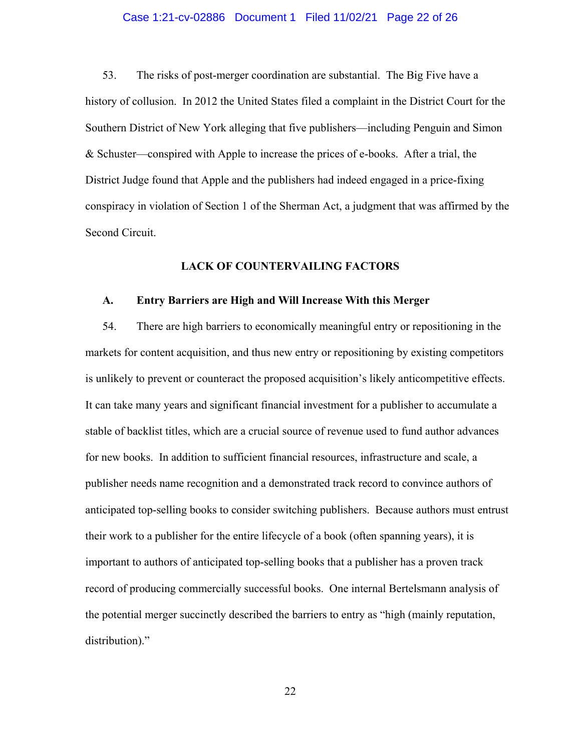53. The risks of post-merger coordination are substantial. The Big Five have a history of collusion. In 2012 the United States filed a complaint in the District Court for the Southern District of New York alleging that five publishers—including Penguin and Simon & Schuster—conspired with Apple to increase the prices of e-books. After a trial, the District Judge found that Apple and the publishers had indeed engaged in a price-fixing conspiracy in violation of Section 1 of the Sherman Act, a judgment that was affirmed by the Second Circuit.

## LACK OF COUNTERVAILING FACTORS

### A. Entry Barriers are High and Will Increase With this Merger

54. There are high barriers to economically meaningful entry or repositioning in the markets for content acquisition, and thus new entry or repositioning by existing competitors is unlikely to prevent or counteract the proposed acquisition's likely anticompetitive effects. It can take many years and significant financial investment for a publisher to accumulate a stable of backlist titles, which are a crucial source of revenue used to fund author advances for new books. In addition to sufficient financial resources, infrastructure and scale, a publisher needs name recognition and a demonstrated track record to convince authors of anticipated top-selling books to consider switching publishers. Because authors must entrust their work to a publisher for the entire lifecycle of a book (often spanning years), it is important to authors of anticipated top-selling books that a publisher has a proven track record of producing commercially successful books. One internal Bertelsmann analysis of the potential merger succinctly described the barriers to entry as "high (mainly reputation, distribution)."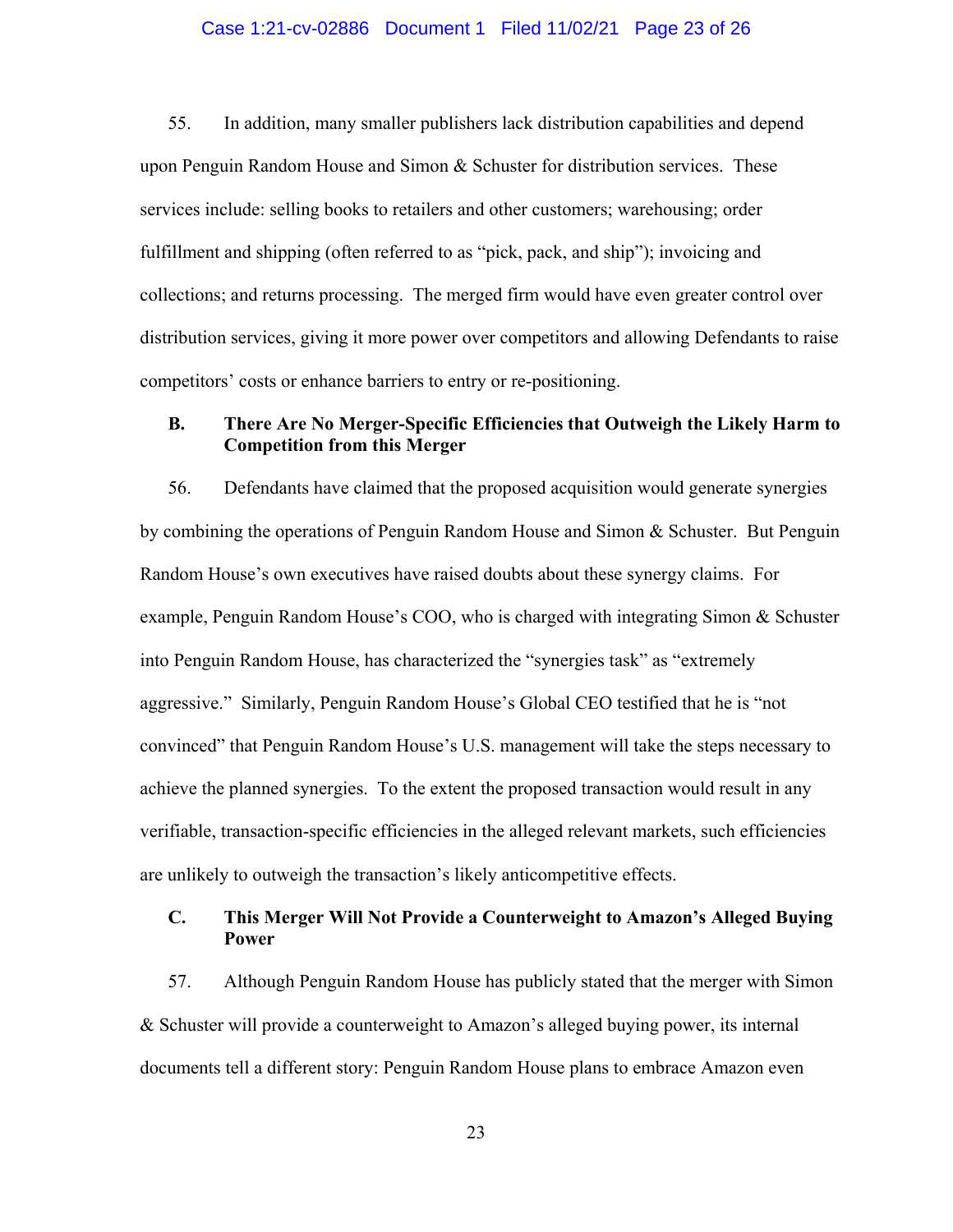55. In addition, many smaller publishers lack distribution capabilities and depend upon Penguin Random House and Simon & Schuster for distribution services. These services include: selling books to retailers and other customers; warehousing; order fulfillment and shipping (often referred to as "pick, pack, and ship"); invoicing and collections; and returns processing. The merged firm would have even greater control over distribution services, giving it more power over competitors and allowing Defendants to raise competitors' costs or enhance barriers to entry or re-positioning.

### B. There Are No Merger-Specific Efficiencies that Outweigh the Likely Harm to Competition from this Merger

56. Defendants have claimed that the proposed acquisition would generate synergies by combining the operations of Penguin Random House and Simon & Schuster. But Penguin Random House's own executives have raised doubts about these synergy claims. For example, Penguin Random House's COO, who is charged with integrating Simon & Schuster into Penguin Random House, has characterized the "synergies task" as "extremely aggressive." Similarly, Penguin Random House's Global CEO testified that he is "not convinced" that Penguin Random House's U.S. management will take the steps necessary to achieve the planned synergies. To the extent the proposed transaction would result in any verifiable, transaction-specific efficiencies in the alleged relevant markets, such efficiencies are unlikely to outweigh the transaction's likely anticompetitive effects.

### C. This Merger Will Not Provide a Counterweight to Amazon's Alleged Buying Power

57. Although Penguin Random House has publicly stated that the merger with Simon & Schuster will provide a counterweight to Amazon's alleged buying power, its internal documents tell a different story: Penguin Random House plans to embrace Amazon even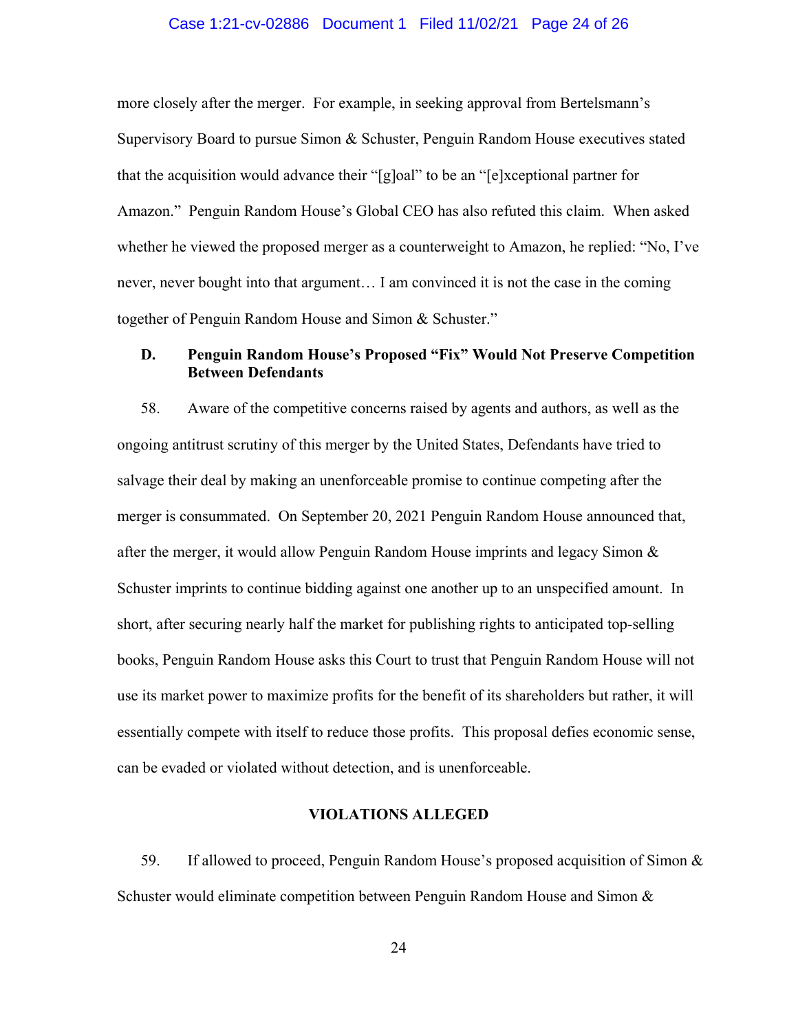more closely after the merger. For example, in seeking approval from Bertelsmann's Supervisory Board to pursue Simon & Schuster, Penguin Random House executives stated that the acquisition would advance their "[g]oal" to be an "[e]xceptional partner for Amazon." Penguin Random House's Global CEO has also refuted this claim. When asked whether he viewed the proposed merger as a counterweight to Amazon, he replied: "No, I've never, never bought into that argument… I am convinced it is not the case in the coming together of Penguin Random House and Simon & Schuster."

### D. Penguin Random House's Proposed "Fix" Would Not Preserve Competition Between Defendants

58. Aware of the competitive concerns raised by agents and authors, as well as the ongoing antitrust scrutiny of this merger by the United States, Defendants have tried to salvage their deal by making an unenforceable promise to continue competing after the merger is consummated. On September 20, 2021 Penguin Random House announced that, after the merger, it would allow Penguin Random House imprints and legacy Simon & Schuster imprints to continue bidding against one another up to an unspecified amount. In short, after securing nearly half the market for publishing rights to anticipated top-selling books, Penguin Random House asks this Court to trust that Penguin Random House will not use its market power to maximize profits for the benefit of its shareholders but rather, it will essentially compete with itself to reduce those profits. This proposal defies economic sense, can be evaded or violated without detection, and is unenforceable.

## VIOLATIONS ALLEGED

59. If allowed to proceed, Penguin Random House's proposed acquisition of Simon & Schuster would eliminate competition between Penguin Random House and Simon &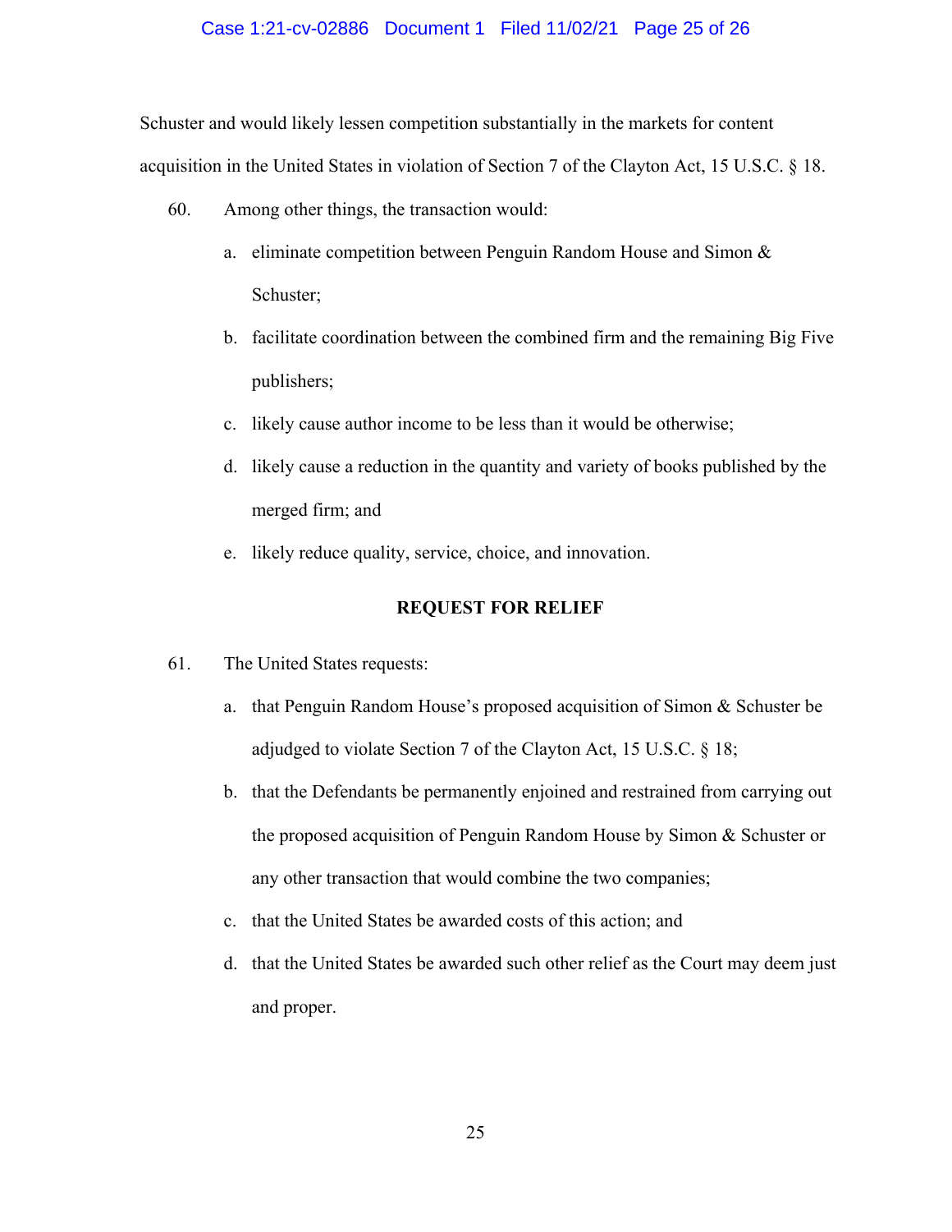Schuster and would likely lessen competition substantially in the markets for content acquisition in the United States in violation of Section 7 of the Clayton Act, 15 U.S.C. § 18.

60. Among other things, the transaction would:

   a. eliminate competition between Penguin Random House and Simon & Schuster;

   b. facilitate coordination between the combined firm and the remaining Big Five publishers;

   c. likely cause author income to be less than it would be otherwise;

   d. likely cause a reduction in the quantity and variety of books published by the merged firm; and

   e. likely reduce quality, service, choice, and innovation.

## REQUEST FOR RELIEF

61. The United States requests:

   a. that Penguin Random House's proposed acquisition of Simon & Schuster be adjudged to violate Section 7 of the Clayton Act, 15 U.S.C. § 18;

   b. that the Defendants be permanently enjoined and restrained from carrying out the proposed acquisition of Penguin Random House by Simon & Schuster or any other transaction that would combine the two companies;

   c. that the United States be awarded costs of this action; and

   d. that the United States be awarded such other relief as the Court may deem just and proper.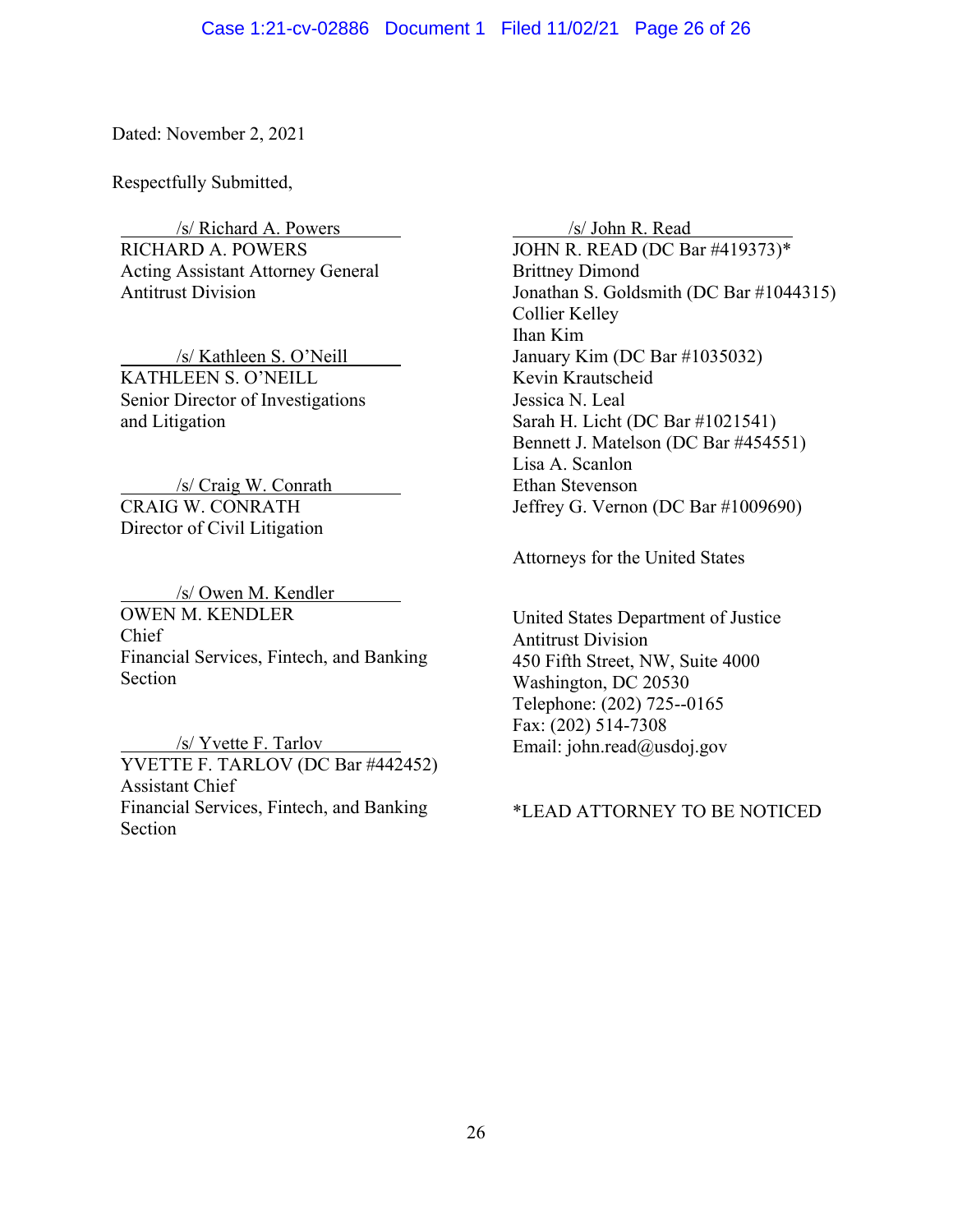Dated: November 2, 2021

Respectfully Submitted,

/s/ Richard A. Powers
RICHARD A. POWERS
Acting Assistant Attorney General
Antitrust Division

/s/ Kathleen S. O'Neill
KATHLEEN S. O'NEILL
Senior Director of Investigations
and Litigation

/s/ Craig W. Conrath
CRAIG W. CONRATH
Director of Civil Litigation

/s/ Owen M. Kendler
OWEN M. KENDLER
Chief
Financial Services, Fintech, and Banking
Section

/s/ Yvette F. Tarlov
YVETTE F. TARLOV (DC Bar #442452)
Assistant Chief
Financial Services, Fintech, and Banking
Section

/s/ John R. Read
JOHN R. READ (DC Bar #419373)*
Brittney Dimond
Jonathan S. Goldsmith (DC Bar #1044315)
Collier Kelley
Ihan Kim
January Kim (DC Bar #1035032)
Kevin Krautscheid
Jessica N. Leal
Sarah H. Licht (DC Bar #1021541)
Bennett J. Matelson (DC Bar #454551)
Lisa A. Scanlon
Ethan Stevenson
Jeffrey G. Vernon (DC Bar #1009690)

Attorneys for the United States

United States Department of Justice
Antitrust Division
450 Fifth Street, NW, Suite 4000
Washington, DC 20530
Telephone: (202) 725--0165
Fax: (202) 514-7308
Email: john.read@usdoj.gov

*LEAD ATTORNEY TO BE NOTICED